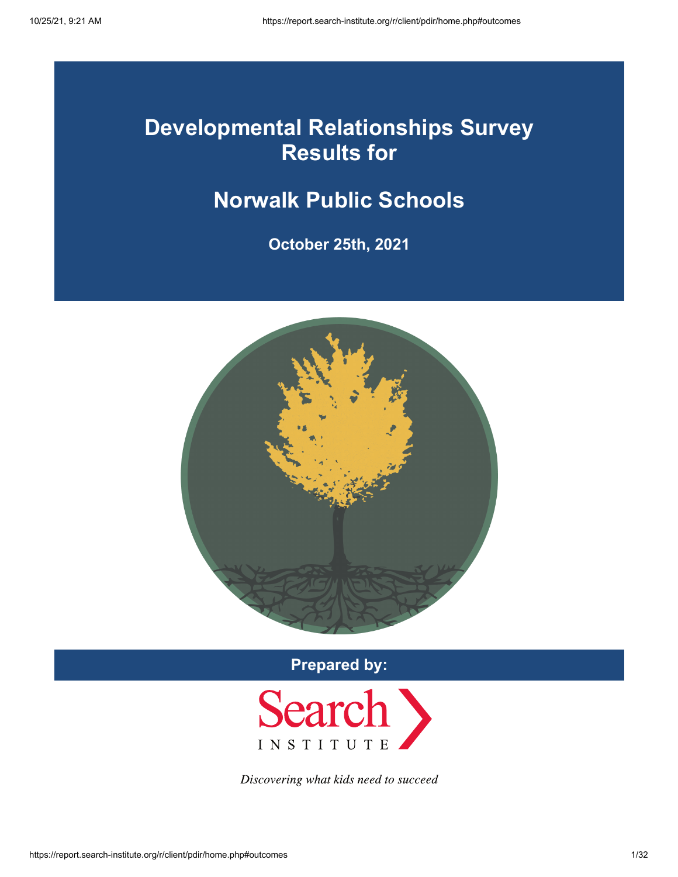# Developmental Relationships Survey Results for

# Norwalk Public Schools

**October 25th, 2021**

**Prepared by:**

Search INSTITUTE

*Discovering what kids need to succeed*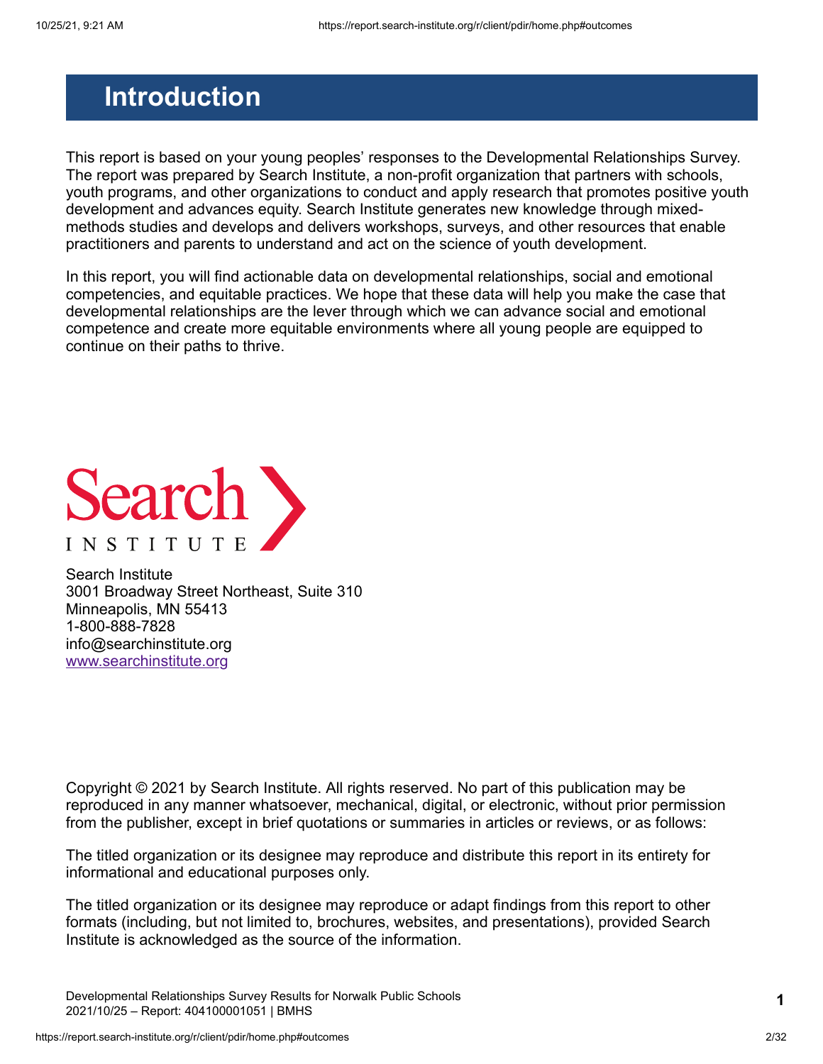# Introduction

This report is based on your young peoples' responses to the Developmental Relationships Survey. The report was prepared by Search Institute, a non-profit organization that partners with schools, youth programs, and other organizations to conduct and apply research that promotes positive youth development and advances equity. Search Institute generates new knowledge through mixed-methods studies and develops and delivers workshops, surveys, and other resources that enable practitioners and parents to understand and act on the science of youth development.

In this report, you will find actionable data on developmental relationships, social and emotional competencies, and equitable practices. We hope that these data will help you make the case that developmental relationships are the lever through which we can advance social and emotional competence and create more equitable environments where all young people are equipped to continue on their paths to thrive.

Search Institute
3001 Broadway Street Northeast, Suite 310
Minneapolis, MN 55413
1-800-888-7828
info@searchinstitute.org
www.searchinstitute.org

Copyright © 2021 by Search Institute. All rights reserved. No part of this publication may be reproduced in any manner whatsoever, mechanical, digital, or electronic, without prior permission from the publisher, except in brief quotations or summaries in articles or reviews, or as follows:

The titled organization or its designee may reproduce and distribute this report in its entirety for informational and educational purposes only.

The titled organization or its designee may reproduce or adapt findings from this report to other formats (including, but not limited to, brochures, websites, and presentations), provided Search Institute is acknowledged as the source of the information.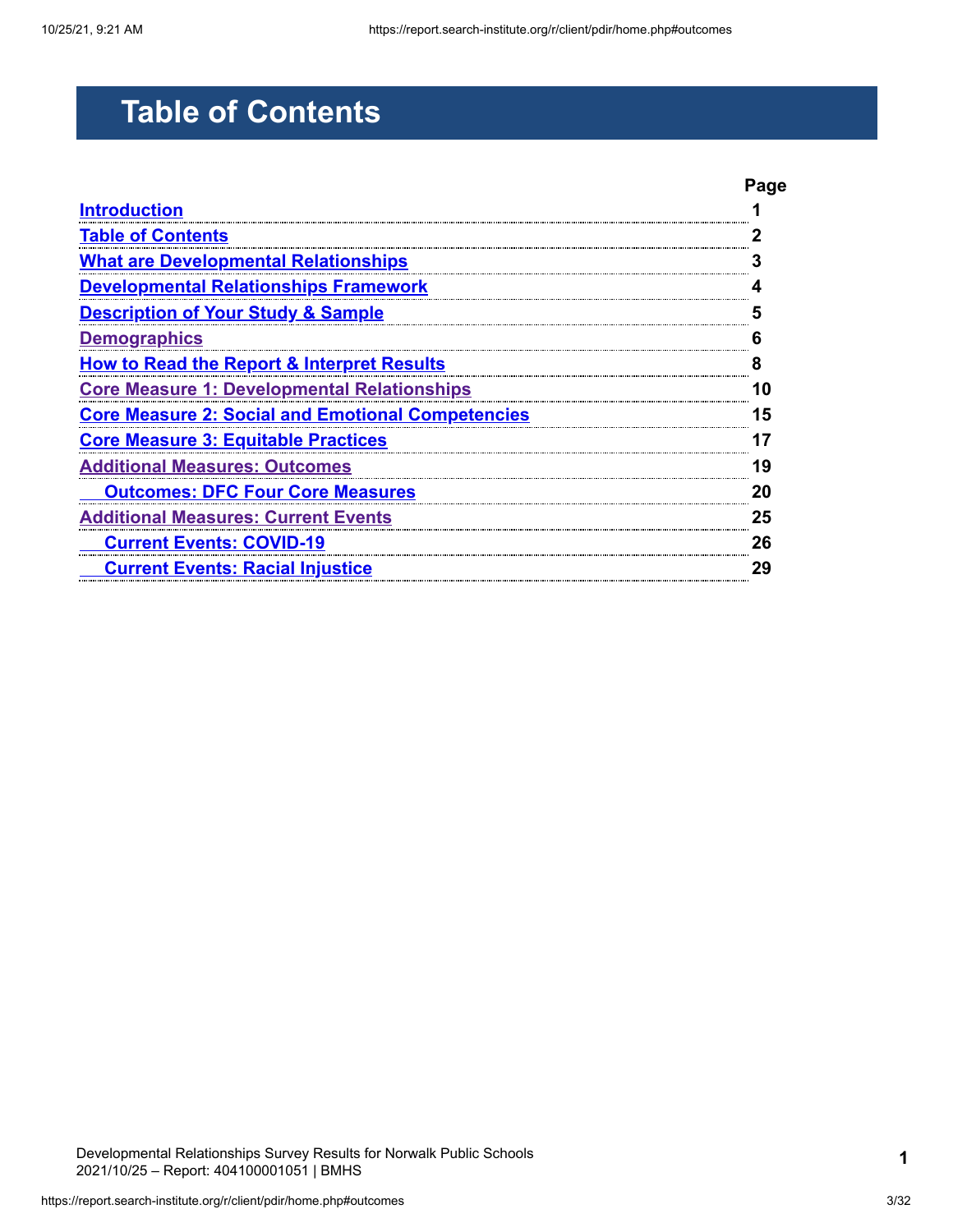# Table of Contents

| | Page |
|---|---|
| Introduction | 1 |
| Table of Contents | 2 |
| What are Developmental Relationships | 3 |
| Developmental Relationships Framework | 4 |
| Description of Your Study & Sample | 5 |
| Demographics | 6 |
| How to Read the Report & Interpret Results | 8 |
| Core Measure 1: Developmental Relationships | 10 |
| Core Measure 2: Social and Emotional Competencies | 15 |
| Core Measure 3: Equitable Practices | 17 |
| Additional Measures: Outcomes | 19 |
| Outcomes: DFC Four Core Measures | 20 |
| Additional Measures: Current Events | 25 |
| Current Events: COVID-19 | 26 |
| Current Events: Racial Injustice | 29 |

Developmental Relationships Survey Results for Norwalk Public Schools
2021/10/25 – Report: 404100001051 | BMHS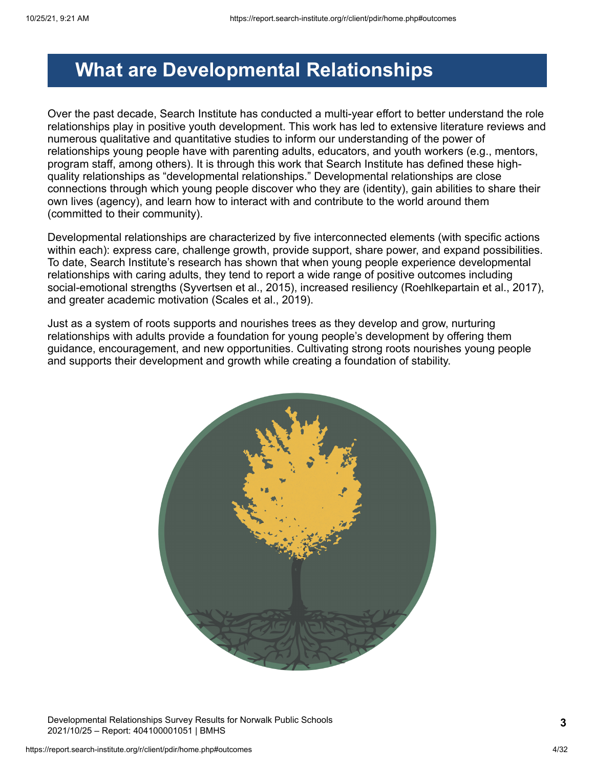# What are Developmental Relationships

Over the past decade, Search Institute has conducted a multi-year effort to better understand the role relationships play in positive youth development. This work has led to extensive literature reviews and numerous qualitative and quantitative studies to inform our understanding of the power of relationships young people have with parenting adults, educators, and youth workers (e.g., mentors, program staff, among others). It is through this work that Search Institute has defined these high-quality relationships as "developmental relationships." Developmental relationships are close connections through which young people discover who they are (identity), gain abilities to share their own lives (agency), and learn how to interact with and contribute to the world around them (committed to their community).

Developmental relationships are characterized by five interconnected elements (with specific actions within each): express care, challenge growth, provide support, share power, and expand possibilities. To date, Search Institute's research has shown that when young people experience developmental relationships with caring adults, they tend to report a wide range of positive outcomes including social-emotional strengths (Syvertsen et al., 2015), increased resiliency (Roehlkepartain et al., 2017), and greater academic motivation (Scales et al., 2019).

Just as a system of roots supports and nourishes trees as they develop and grow, nurturing relationships with adults provide a foundation for young people's development by offering them guidance, encouragement, and new opportunities. Cultivating strong roots nourishes young people and supports their development and growth while creating a foundation of stability.

Developmental Relationships Survey Results for Norwalk Public Schools
2021/10/25 – Report: 404100001051 | BMHS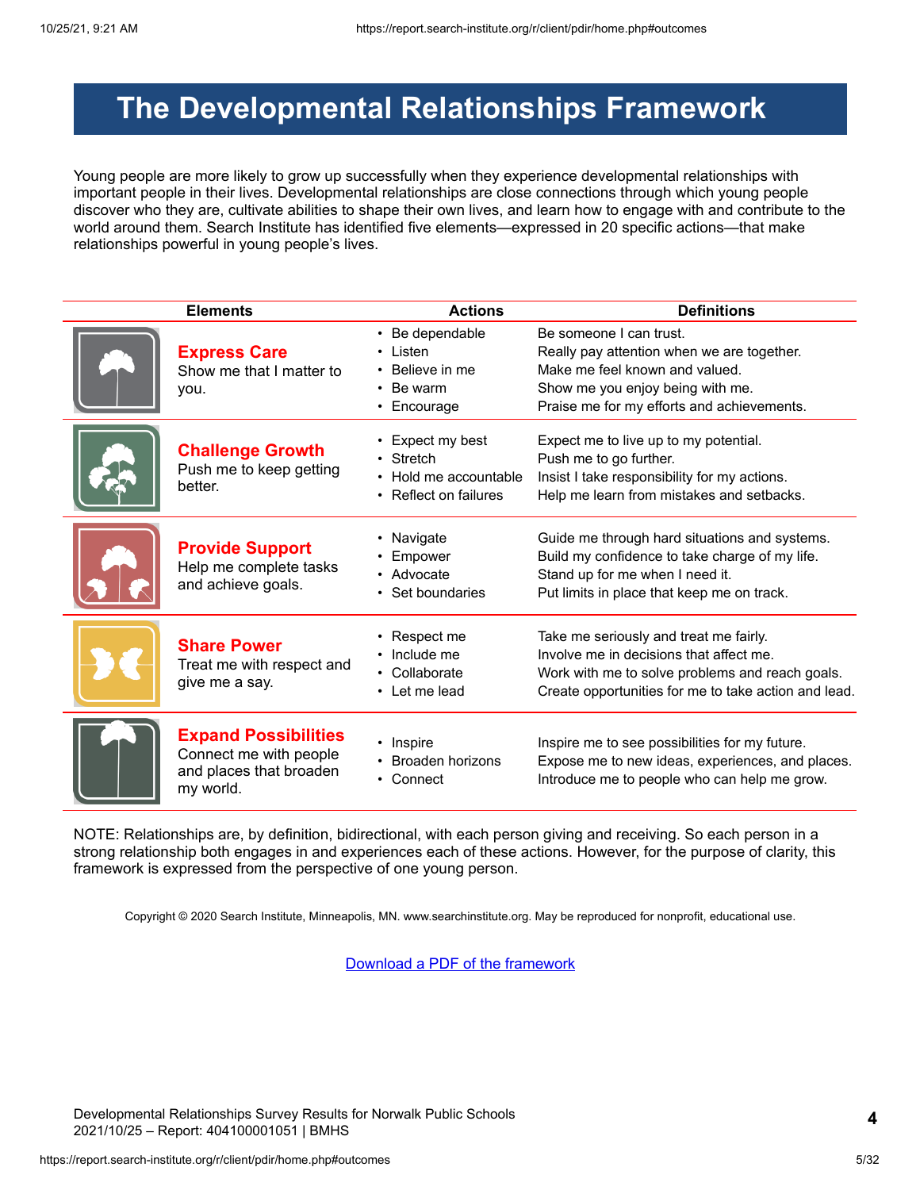# The Developmental Relationships Framework

Young people are more likely to grow up successfully when they experience developmental relationships with important people in their lives. Developmental relationships are close connections through which young people discover who they are, cultivate abilities to shape their own lives, and learn how to engage with and contribute to the world around them. Search Institute has identified five elements—expressed in 20 specific actions—that make relationships powerful in young people's lives.

| Elements | Actions | Definitions |
|---|---|---|
| **Express Care**<br>Show me that I matter to you. | • Be dependable<br>• Listen<br>• Believe in me<br>• Be warm<br>• Encourage | Be someone I can trust.<br>Really pay attention when we are together.<br>Make me feel known and valued.<br>Show me you enjoy being with me.<br>Praise me for my efforts and achievements. |
| **Challenge Growth**<br>Push me to keep getting better. | • Expect my best<br>• Stretch<br>• Hold me accountable<br>• Reflect on failures | Expect me to live up to my potential.<br>Push me to go further.<br>Insist I take responsibility for my actions.<br>Help me learn from mistakes and setbacks. |
| **Provide Support**<br>Help me complete tasks and achieve goals. | • Navigate<br>• Empower<br>• Advocate<br>• Set boundaries | Guide me through hard situations and systems.<br>Build my confidence to take charge of my life.<br>Stand up for me when I need it.<br>Put limits in place that keep me on track. |
| **Share Power**<br>Treat me with respect and give me a say. | • Respect me<br>• Include me<br>• Collaborate<br>• Let me lead | Take me seriously and treat me fairly.<br>Involve me in decisions that affect me.<br>Work with me to solve problems and reach goals.<br>Create opportunities for me to take action and lead. |
| **Expand Possibilities**<br>Connect me with people and places that broaden my world. | • Inspire<br>• Broaden horizons<br>• Connect | Inspire me to see possibilities for my future.<br>Expose me to new ideas, experiences, and places.<br>Introduce me to people who can help me grow. |

NOTE: Relationships are, by definition, bidirectional, with each person giving and receiving. So each person in a strong relationship both engages in and experiences each of these actions. However, for the purpose of clarity, this framework is expressed from the perspective of one young person.

Copyright © 2020 Search Institute, Minneapolis, MN. www.searchinstitute.org. May be reproduced for nonprofit, educational use.

[Download a PDF of the framework]

Developmental Relationships Survey Results for Norwalk Public Schools
2021/10/25 – Report: 404100001051 | BMHS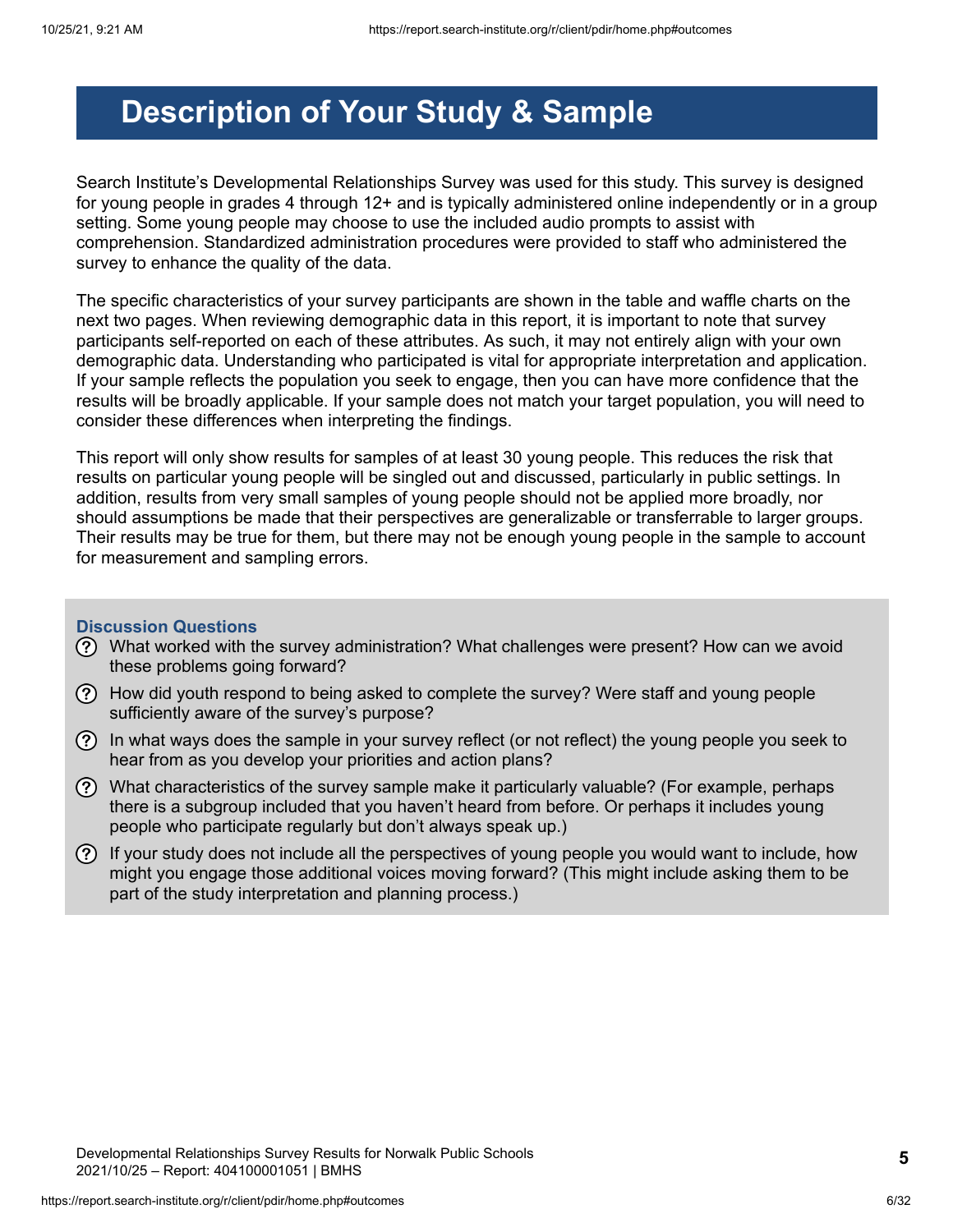# Description of Your Study & Sample

Search Institute's Developmental Relationships Survey was used for this study. This survey is designed for young people in grades 4 through 12+ and is typically administered online independently or in a group setting. Some young people may choose to use the included audio prompts to assist with comprehension. Standardized administration procedures were provided to staff who administered the survey to enhance the quality of the data.

The specific characteristics of your survey participants are shown in the table and waffle charts on the next two pages. When reviewing demographic data in this report, it is important to note that survey participants self-reported on each of these attributes. As such, it may not entirely align with your own demographic data. Understanding who participated is vital for appropriate interpretation and application. If your sample reflects the population you seek to engage, then you can have more confidence that the results will be broadly applicable. If your sample does not match your target population, you will need to consider these differences when interpreting the findings.

This report will only show results for samples of at least 30 young people. This reduces the risk that results on particular young people will be singled out and discussed, particularly in public settings. In addition, results from very small samples of young people should not be applied more broadly, nor should assumptions be made that their perspectives are generalizable or transferrable to larger groups. Their results may be true for them, but there may not be enough young people in the sample to account for measurement and sampling errors.

### Discussion Questions

- What worked with the survey administration? What challenges were present? How can we avoid these problems going forward?
- How did youth respond to being asked to complete the survey? Were staff and young people sufficiently aware of the survey's purpose?
- In what ways does the sample in your survey reflect (or not reflect) the young people you seek to hear from as you develop your priorities and action plans?
- What characteristics of the survey sample make it particularly valuable? (For example, perhaps there is a subgroup included that you haven't heard from before. Or perhaps it includes young people who participate regularly but don't always speak up.)
- If your study does not include all the perspectives of young people you would want to include, how might you engage those additional voices moving forward? (This might include asking them to be part of the study interpretation and planning process.)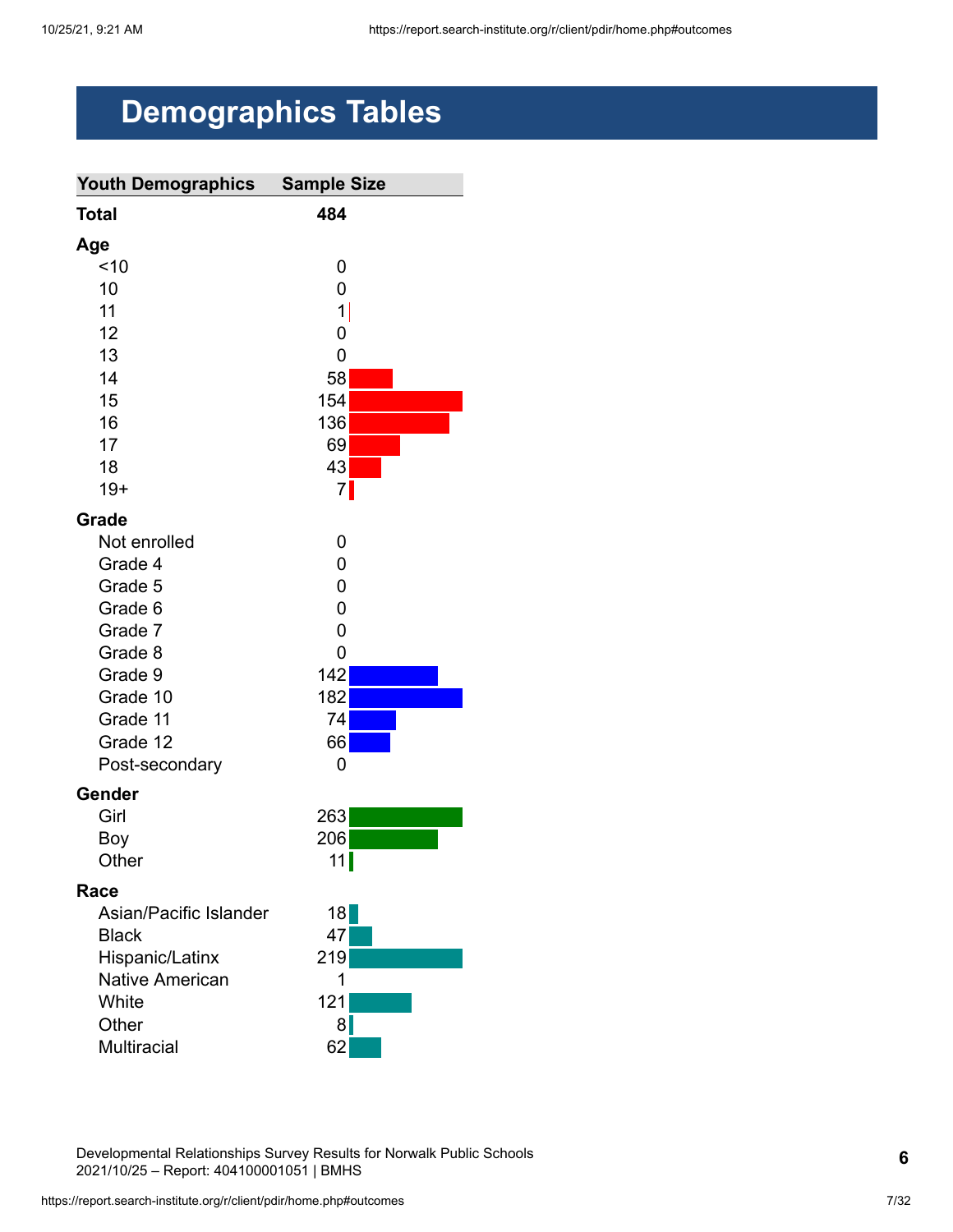# Demographics Tables

| Youth Demographics | Sample Size |
|---|---|
| **Total** | **484** |
| **Age** | |
| <10 | 0 |
| 10 | 0 |
| 11 | 1 |
| 12 | 0 |
| 13 | 0 |
| 14 | 58 |
| 15 | 154 |
| 16 | 136 |
| 17 | 69 |
| 18 | 43 |
| 19+ | 7 |
| **Grade** | |
| Not enrolled | 0 |
| Grade 4 | 0 |
| Grade 5 | 0 |
| Grade 6 | 0 |
| Grade 7 | 0 |
| Grade 8 | 0 |
| Grade 9 | 142 |
| Grade 10 | 182 |
| Grade 11 | 74 |
| Grade 12 | 66 |
| Post-secondary | 0 |
| **Gender** | |
| Girl | 263 |
| Boy | 206 |
| Other | 11 |
| **Race** | |
| Asian/Pacific Islander | 18 |
| Black | 47 |
| Hispanic/Latinx | 219 |
| Native American | 1 |
| White | 121 |
| Other | 8 |
| Multiracial | 62 |

Developmental Relationships Survey Results for Norwalk Public Schools
2021/10/25 – Report: 404100001051 | BMHS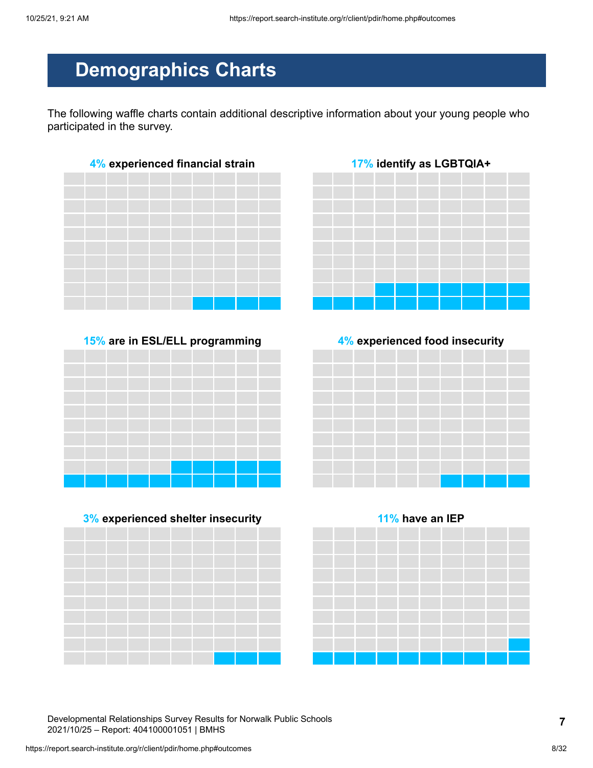# Demographics Charts

The following waffle charts contain additional descriptive information about your young people who participated in the survey.

**4% experienced financial strain**

**17% identify as LGBTQIA+**

**15% are in ESL/ELL programming**

**4% experienced food insecurity**

**3% experienced shelter insecurity**

**11% have an IEP**

Developmental Relationships Survey Results for Norwalk Public Schools
2021/10/25 – Report: 404100001051 | BMHS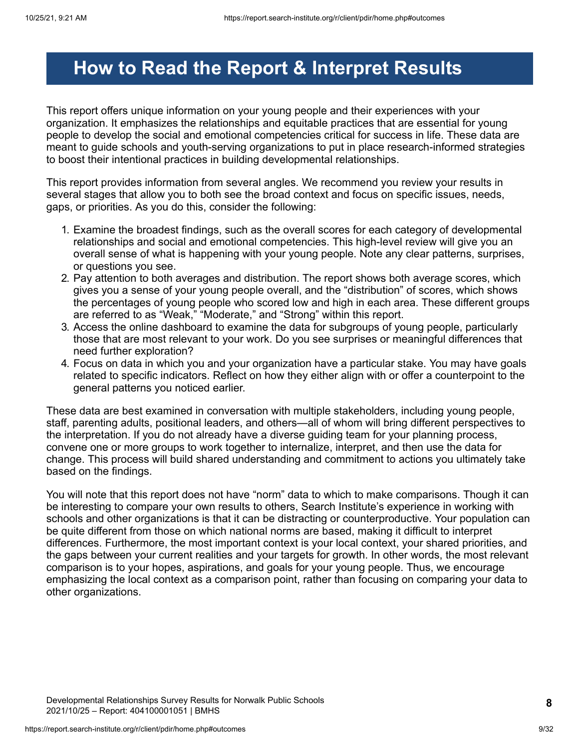# How to Read the Report & Interpret Results

This report offers unique information on your young people and their experiences with your organization. It emphasizes the relationships and equitable practices that are essential for young people to develop the social and emotional competencies critical for success in life. These data are meant to guide schools and youth-serving organizations to put in place research-informed strategies to boost their intentional practices in building developmental relationships.

This report provides information from several angles. We recommend you review your results in several stages that allow you to both see the broad context and focus on specific issues, needs, gaps, or priorities. As you do this, consider the following:

1. Examine the broadest findings, such as the overall scores for each category of developmental relationships and social and emotional competencies. This high-level review will give you an overall sense of what is happening with your young people. Note any clear patterns, surprises, or questions you see.
2. Pay attention to both averages and distribution. The report shows both average scores, which gives you a sense of your young people overall, and the "distribution" of scores, which shows the percentages of young people who scored low and high in each area. These different groups are referred to as "Weak," "Moderate," and "Strong" within this report.
3. Access the online dashboard to examine the data for subgroups of young people, particularly those that are most relevant to your work. Do you see surprises or meaningful differences that need further exploration?
4. Focus on data in which you and your organization have a particular stake. You may have goals related to specific indicators. Reflect on how they either align with or offer a counterpoint to the general patterns you noticed earlier.

These data are best examined in conversation with multiple stakeholders, including young people, staff, parenting adults, positional leaders, and others—all of whom will bring different perspectives to the interpretation. If you do not already have a diverse guiding team for your planning process, convene one or more groups to work together to internalize, interpret, and then use the data for change. This process will build shared understanding and commitment to actions you ultimately take based on the findings.

You will note that this report does not have "norm" data to which to make comparisons. Though it can be interesting to compare your own results to others, Search Institute's experience in working with schools and other organizations is that it can be distracting or counterproductive. Your population can be quite different from those on which national norms are based, making it difficult to interpret differences. Furthermore, the most important context is your local context, your shared priorities, and the gaps between your current realities and your targets for growth. In other words, the most relevant comparison is to your hopes, aspirations, and goals for your young people. Thus, we encourage emphasizing the local context as a comparison point, rather than focusing on comparing your data to other organizations.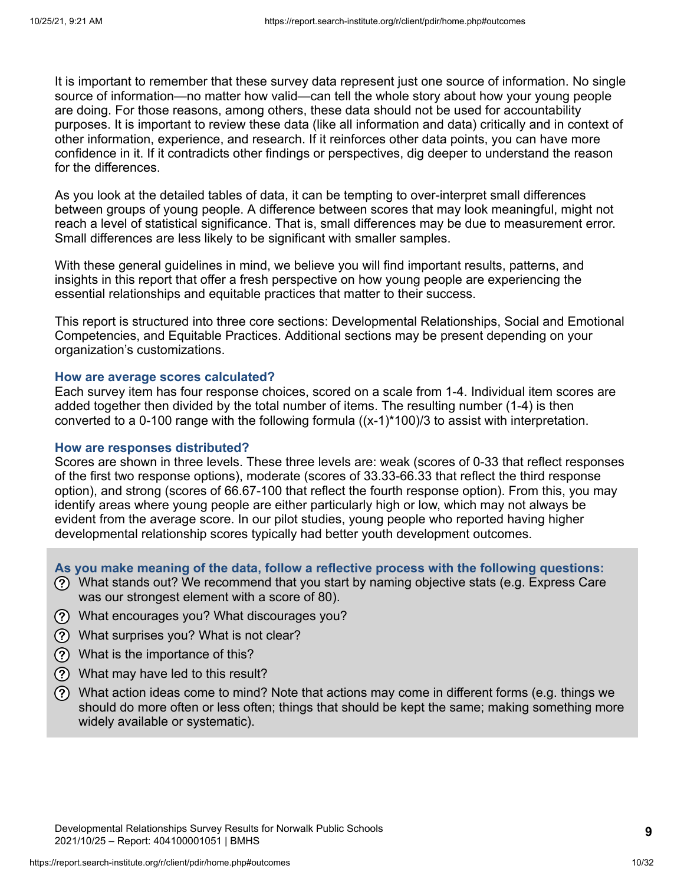It is important to remember that these survey data represent just one source of information. No single source of information—no matter how valid—can tell the whole story about how your young people are doing. For those reasons, among others, these data should not be used for accountability purposes. It is important to review these data (like all information and data) critically and in context of other information, experience, and research. If it reinforces other data points, you can have more confidence in it. If it contradicts other findings or perspectives, dig deeper to understand the reason for the differences.

As you look at the detailed tables of data, it can be tempting to over-interpret small differences between groups of young people. A difference between scores that may look meaningful, might not reach a level of statistical significance. That is, small differences may be due to measurement error. Small differences are less likely to be significant with smaller samples.

With these general guidelines in mind, we believe you will find important results, patterns, and insights in this report that offer a fresh perspective on how young people are experiencing the essential relationships and equitable practices that matter to their success.

This report is structured into three core sections: Developmental Relationships, Social and Emotional Competencies, and Equitable Practices. Additional sections may be present depending on your organization's customizations.

### How are average scores calculated?

Each survey item has four response choices, scored on a scale from 1-4. Individual item scores are added together then divided by the total number of items. The resulting number (1-4) is then converted to a 0-100 range with the following formula $((x-1)*100)/3$ to assist with interpretation.

### How are responses distributed?

Scores are shown in three levels. These three levels are: weak (scores of 0-33 that reflect responses of the first two response options), moderate (scores of 33.33-66.33 that reflect the third response option), and strong (scores of 66.67-100 that reflect the fourth response option). From this, you may identify areas where young people are either particularly high or low, which may not always be evident from the average score. In our pilot studies, young people who reported having higher developmental relationship scores typically had better youth development outcomes.

### As you make meaning of the data, follow a reflective process with the following questions:

- What stands out? We recommend that you start by naming objective stats (e.g. Express Care was our strongest element with a score of 80).
- What encourages you? What discourages you?
- What surprises you? What is not clear?
- What is the importance of this?
- What may have led to this result?
- What action ideas come to mind? Note that actions may come in different forms (e.g. things we should do more often or less often; things that should be kept the same; making something more widely available or systematic).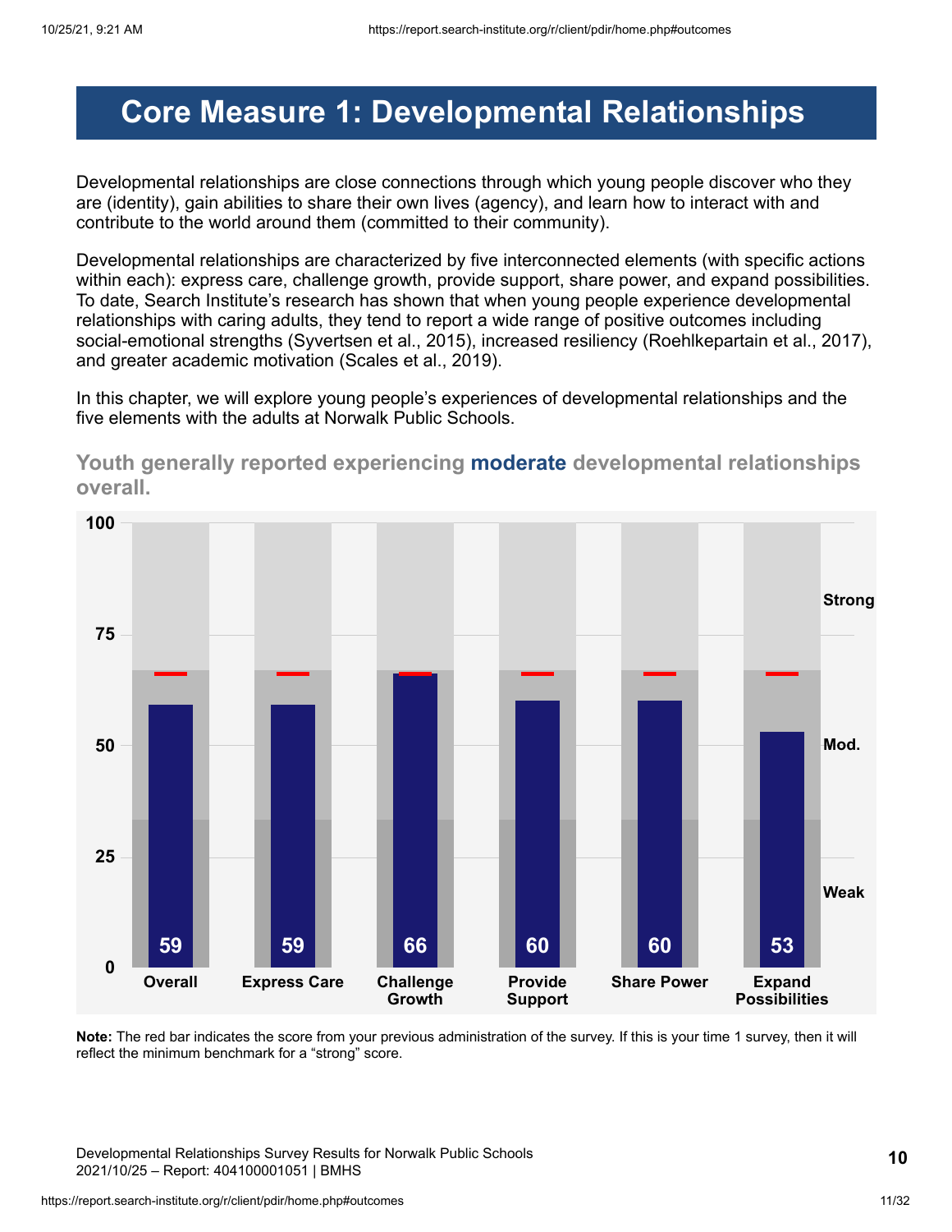# Core Measure 1: Developmental Relationships

Developmental relationships are close connections through which young people discover who they are (identity), gain abilities to share their own lives (agency), and learn how to interact with and contribute to the world around them (committed to their community).

Developmental relationships are characterized by five interconnected elements (with specific actions within each): express care, challenge growth, provide support, share power, and expand possibilities. To date, Search Institute's research has shown that when young people experience developmental relationships with caring adults, they tend to report a wide range of positive outcomes including social-emotional strengths (Syvertsen et al., 2015), increased resiliency (Roehlkepartain et al., 2017), and greater academic motivation (Scales et al., 2019).

In this chapter, we will explore young people's experiences of developmental relationships and the five elements with the adults at Norwalk Public Schools.

## Youth generally reported experiencing **moderate** developmental relationships overall.

| Measure | Score |
| --- | --- |
| Overall | 59 |
| Express Care | 59 |
| Challenge Growth | 66 |
| Provide Support | 60 |
| Share Power | 60 |
| Expand Possibilities | 53 |

Scale: 0–100; bands: Weak, Mod., Strong.

**Note:** The red bar indicates the score from your previous administration of the survey. If this is your time 1 survey, then it will reflect the minimum benchmark for a "strong" score.

Developmental Relationships Survey Results for Norwalk Public Schools
2021/10/25 – Report: 404100001051 | BMHS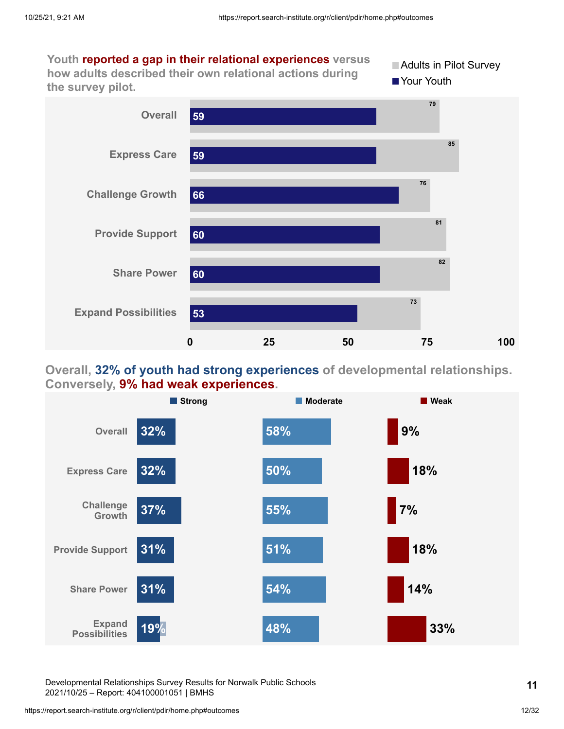**Youth reported a gap in their relational experiences versus how adults described their own relational actions during the survey pilot.**

| | Adults in Pilot Survey | Your Youth |
|---|---|---|
| Overall | 79 | 59 |
| Express Care | 85 | 59 |
| Challenge Growth | 76 | 66 |
| Provide Support | 81 | 60 |
| Share Power | 82 | 60 |
| Expand Possibilities | 73 | 53 |

**Overall, 32% of youth had strong experiences of developmental relationships. Conversely, 9% had weak experiences.**

| | Strong | Moderate | Weak |
|---|---|---|---|
| Overall | 32% | 58% | 9% |
| Express Care | 32% | 50% | 18% |
| Challenge Growth | 37% | 55% | 7% |
| Provide Support | 31% | 51% | 18% |
| Share Power | 31% | 54% | 14% |
| Expand Possibilities | 19% | 48% | 33% |

Developmental Relationships Survey Results for Norwalk Public Schools
2021/10/25 – Report: 404100001051 | BMHS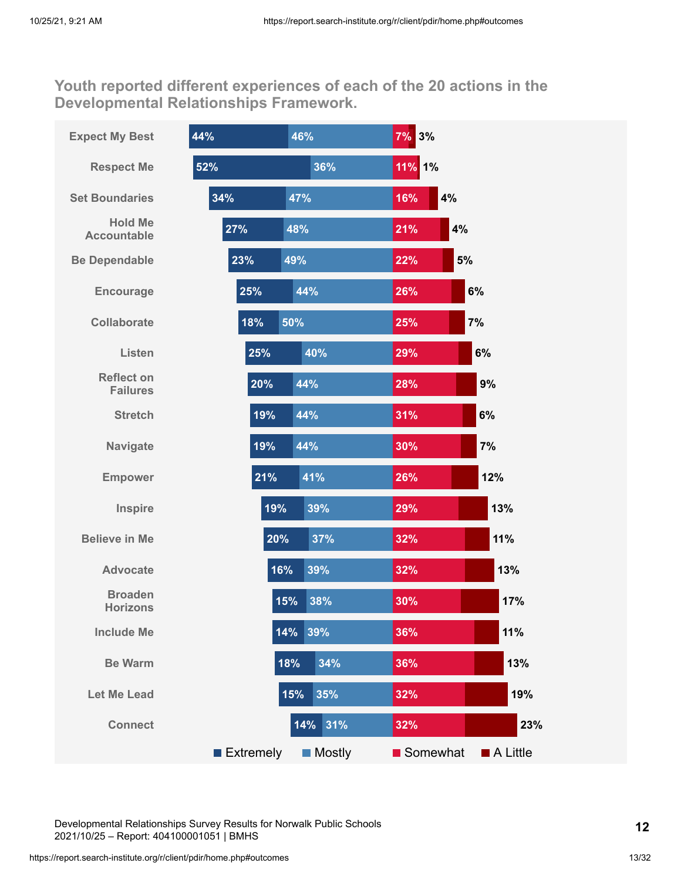## Youth reported different experiences of each of the 20 actions in the Developmental Relationships Framework.

| Action | Extremely | Mostly | Somewhat | A Little |
|---|---|---|---|---|
| Expect My Best | 44% | 46% | 7% | 3% |
| Respect Me | 52% | 36% | 11% | 1% |
| Set Boundaries | 34% | 47% | 16% | 4% |
| Hold Me Accountable | 27% | 48% | 21% | 4% |
| Be Dependable | 23% | 49% | 22% | 5% |
| Encourage | 25% | 44% | 26% | 6% |
| Collaborate | 18% | 50% | 25% | 7% |
| Listen | 25% | 40% | 29% | 6% |
| Reflect on Failures | 20% | 44% | 28% | 9% |
| Stretch | 19% | 44% | 31% | 6% |
| Navigate | 19% | 44% | 30% | 7% |
| Empower | 21% | 41% | 26% | 12% |
| Inspire | 19% | 39% | 29% | 13% |
| Believe in Me | 20% | 37% | 32% | 11% |
| Advocate | 16% | 39% | 32% | 13% |
| Broaden Horizons | 15% | 38% | 30% | 17% |
| Include Me | 14% | 39% | 36% | 11% |
| Be Warm | 18% | 34% | 36% | 13% |
| Let Me Lead | 15% | 35% | 32% | 19% |
| Connect | 14% | 31% | 32% | 23% |

Developmental Relationships Survey Results for Norwalk Public Schools
2021/10/25 – Report: 404100001051 | BMHS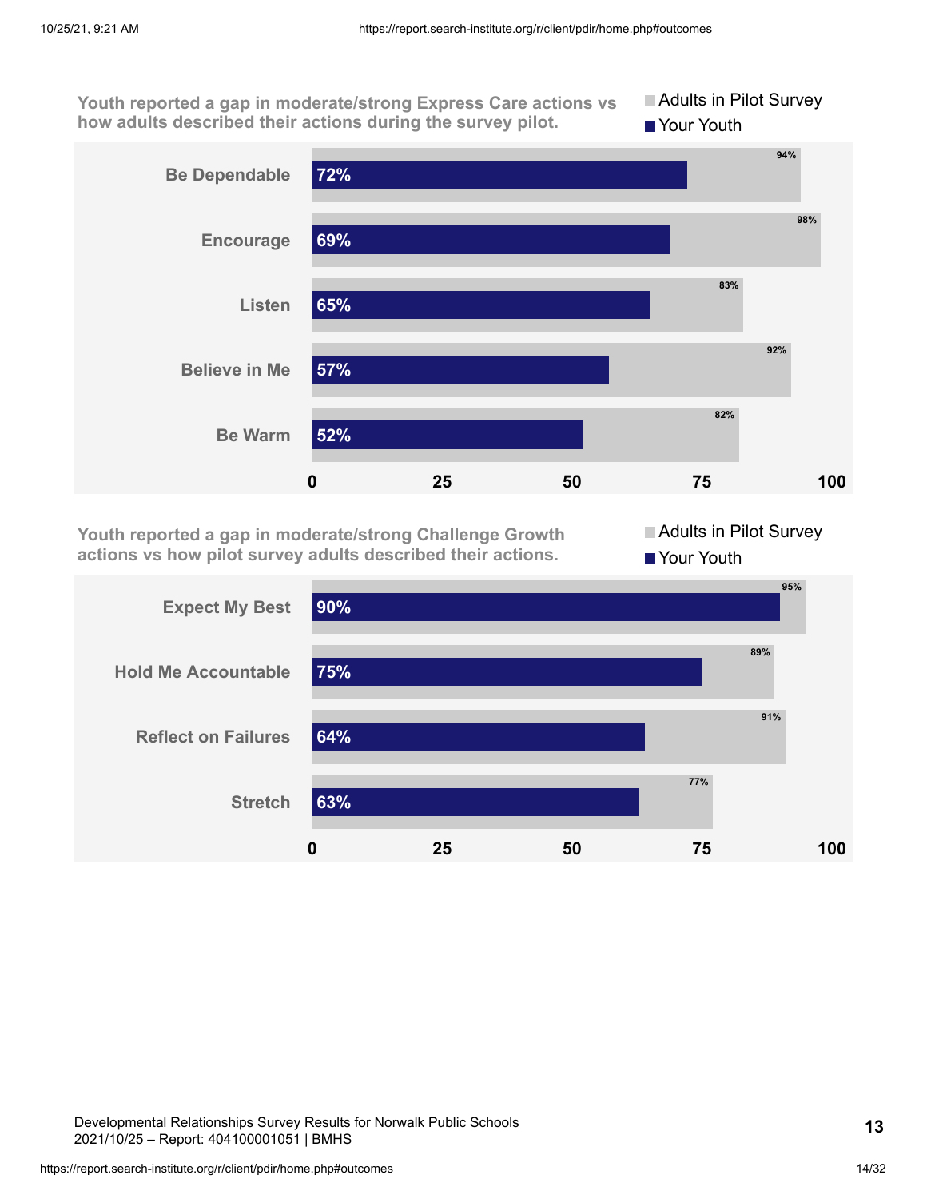Youth reported a gap in moderate/strong Express Care actions vs how adults described their actions during the survey pilot.

| | Your Youth | Adults in Pilot Survey |
|---|---|---|
| Be Dependable | 72% | 94% |
| Encourage | 69% | 98% |
| Listen | 65% | 83% |
| Believe in Me | 57% | 92% |
| Be Warm | 52% | 82% |

Youth reported a gap in moderate/strong Challenge Growth actions vs how pilot survey adults described their actions.

| | Your Youth | Adults in Pilot Survey |
|---|---|---|
| Expect My Best | 90% | 95% |
| Hold Me Accountable | 75% | 89% |
| Reflect on Failures | 64% | 91% |
| Stretch | 63% | 77% |

Developmental Relationships Survey Results for Norwalk Public Schools
2021/10/25 – Report: 404100001051 | BMHS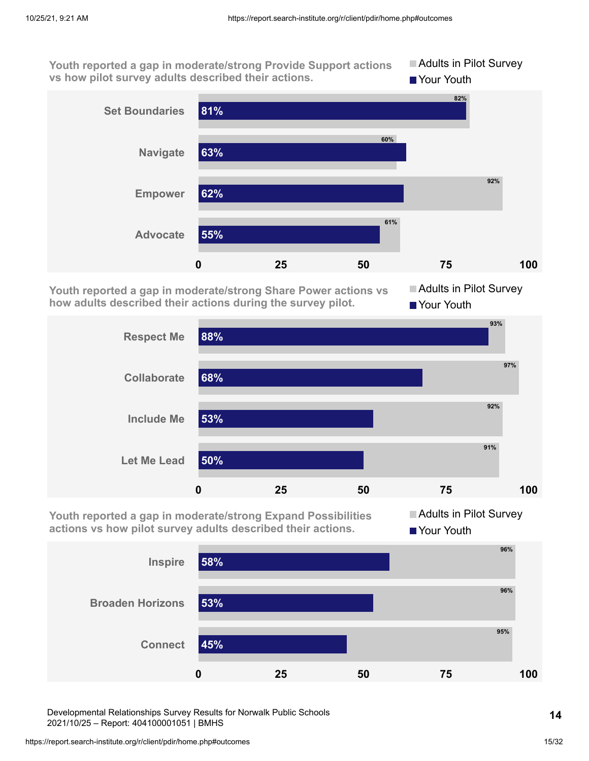**Youth reported a gap in moderate/strong Provide Support actions vs how pilot survey adults described their actions.**

| | Adults in Pilot Survey | Your Youth |
|---|---|---|
| Set Boundaries | 82% | 81% |
| Navigate | 60% | 63% |
| Empower | 92% | 62% |
| Advocate | 61% | 55% |

**Youth reported a gap in moderate/strong Share Power actions vs how adults described their actions during the survey pilot.**

| | Adults in Pilot Survey | Your Youth |
|---|---|---|
| Respect Me | 93% | 88% |
| Collaborate | 97% | 68% |
| Include Me | 92% | 53% |
| Let Me Lead | 91% | 50% |

**Youth reported a gap in moderate/strong Expand Possibilities actions vs how pilot survey adults described their actions.**

| | Adults in Pilot Survey | Your Youth |
|---|---|---|
| Inspire | 96% | 58% |
| Broaden Horizons | 96% | 53% |
| Connect | 95% | 45% |

Developmental Relationships Survey Results for Norwalk Public Schools
2021/10/25 – Report: 404100001051 | BMHS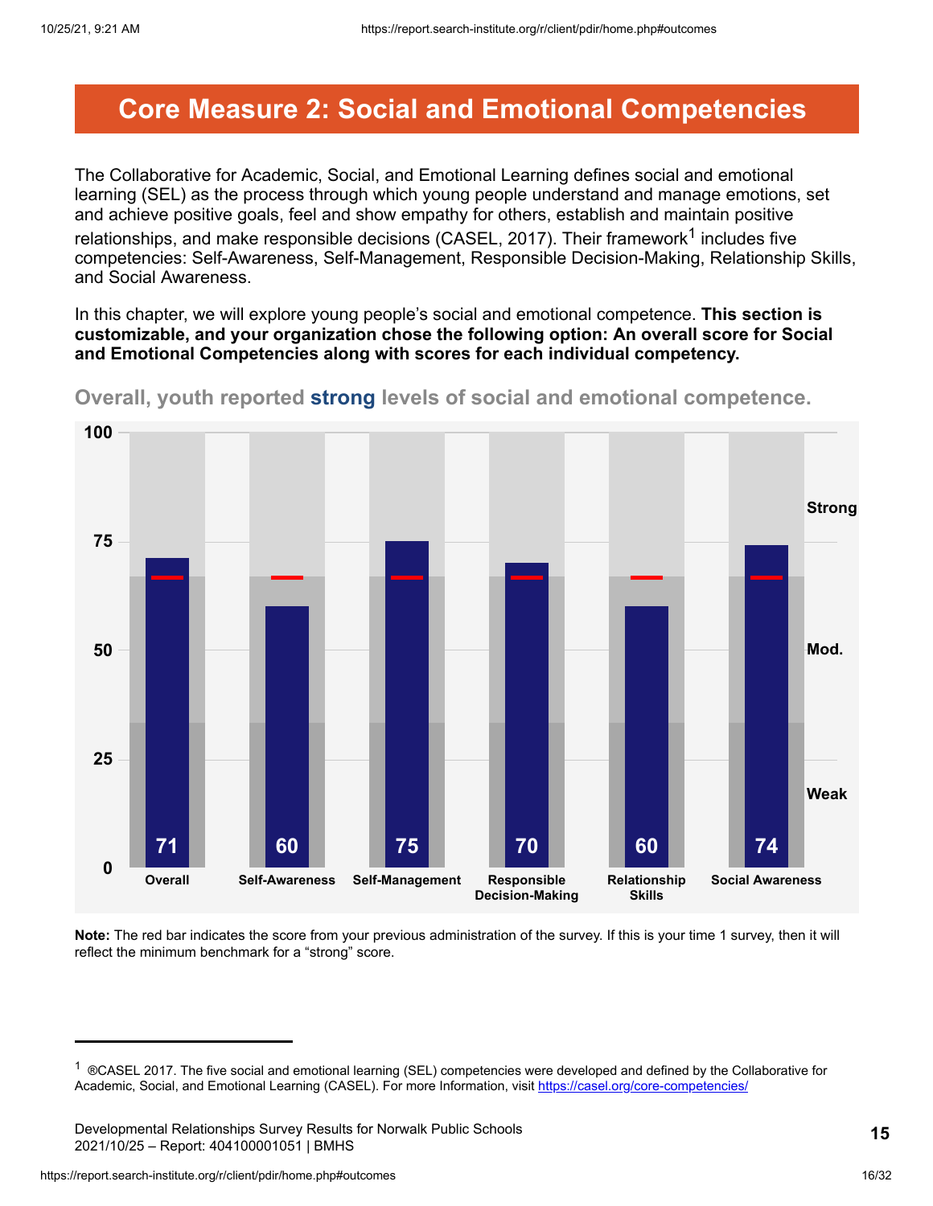# Core Measure 2: Social and Emotional Competencies

The Collaborative for Academic, Social, and Emotional Learning defines social and emotional learning (SEL) as the process through which young people understand and manage emotions, set and achieve positive goals, feel and show empathy for others, establish and maintain positive relationships, and make responsible decisions (CASEL, 2017). Their framework[1] includes five competencies: Self-Awareness, Self-Management, Responsible Decision-Making, Relationship Skills, and Social Awareness.

In this chapter, we will explore young people's social and emotional competence. **This section is customizable, and your organization chose the following option: An overall score for Social and Emotional Competencies along with scores for each individual competency.**

## Overall, youth reported **strong** levels of social and emotional competence.

| Overall | Self-Awareness | Self-Management | Responsible Decision-Making | Relationship Skills | Social Awareness |
|---|---|---|---|---|---|
| 71 | 60 | 75 | 70 | 60 | 74 |

**Note:** The red bar indicates the score from your previous administration of the survey. If this is your time 1 survey, then it will reflect the minimum benchmark for a "strong" score.

[1] ®CASEL 2017. The five social and emotional learning (SEL) competencies were developed and defined by the Collaborative for Academic, Social, and Emotional Learning (CASEL). For more Information, visit https://casel.org/core-competencies/

Developmental Relationships Survey Results for Norwalk Public Schools
2021/10/25 – Report: 404100001051 | BMHS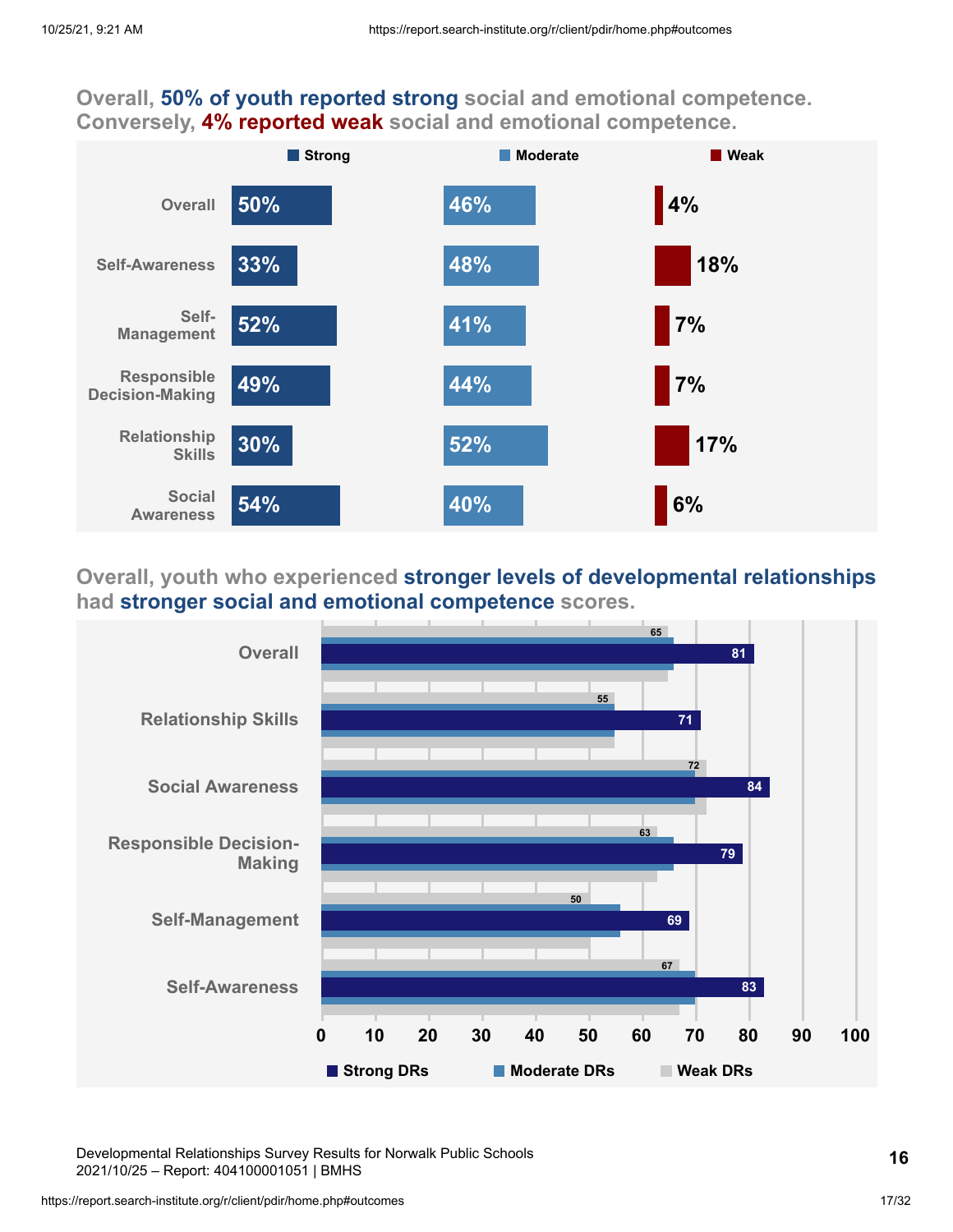## Overall, 50% of youth reported strong social and emotional competence. Conversely, 4% reported weak social and emotional competence.

| | Strong | Moderate | Weak |
|---|---|---|---|
| Overall | 50% | 46% | 4% |
| Self-Awareness | 33% | 48% | 18% |
| Self-Management | 52% | 41% | 7% |
| Responsible Decision-Making | 49% | 44% | 7% |
| Relationship Skills | 30% | 52% | 17% |
| Social Awareness | 54% | 40% | 6% |

## Overall, youth who experienced stronger levels of developmental relationships had stronger social and emotional competence scores.

| | Strong DRs | Moderate DRs | Weak DRs |
|---|---|---|---|
| Overall | 81 | | 65 |
| Relationship Skills | 71 | | 55 |
| Social Awareness | 84 | | 72 |
| Responsible Decision-Making | 79 | | 63 |
| Self-Management | 69 | | 50 |
| Self-Awareness | 83 | | 67 |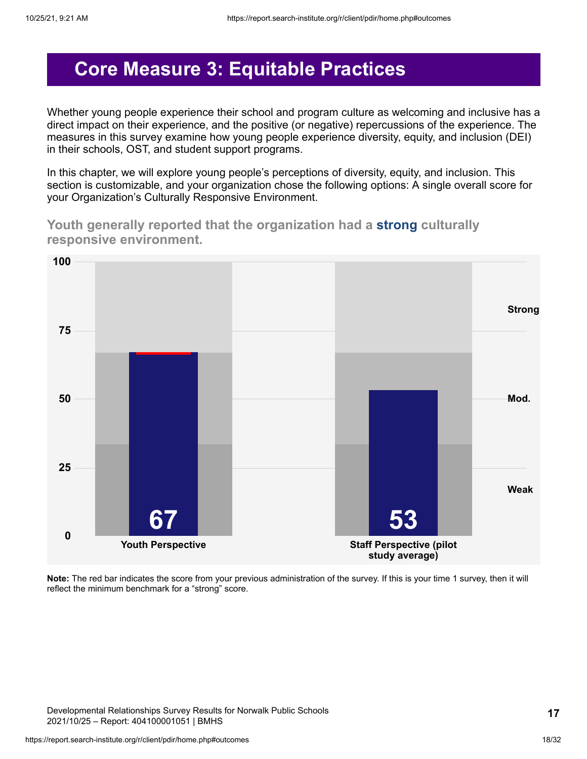# Core Measure 3: Equitable Practices

Whether young people experience their school and program culture as welcoming and inclusive has a direct impact on their experience, and the positive (or negative) repercussions of the experience. The measures in this survey examine how young people experience diversity, equity, and inclusion (DEI) in their schools, OST, and student support programs.

In this chapter, we will explore young people's perceptions of diversity, equity, and inclusion. This section is customizable, and your organization chose the following options: A single overall score for your Organization's Culturally Responsive Environment.

**Youth generally reported that the organization had a strong culturally responsive environment.**

| | Youth Perspective | Staff Perspective (pilot study average) |
|---|---|---|
| Score | 67 | 53 |

Scale: 0–100 (Weak, Mod., Strong)

**Note:** The red bar indicates the score from your previous administration of the survey. If this is your time 1 survey, then it will reflect the minimum benchmark for a "strong" score.

Developmental Relationships Survey Results for Norwalk Public Schools
2021/10/25 – Report: 404100001051 | BMHS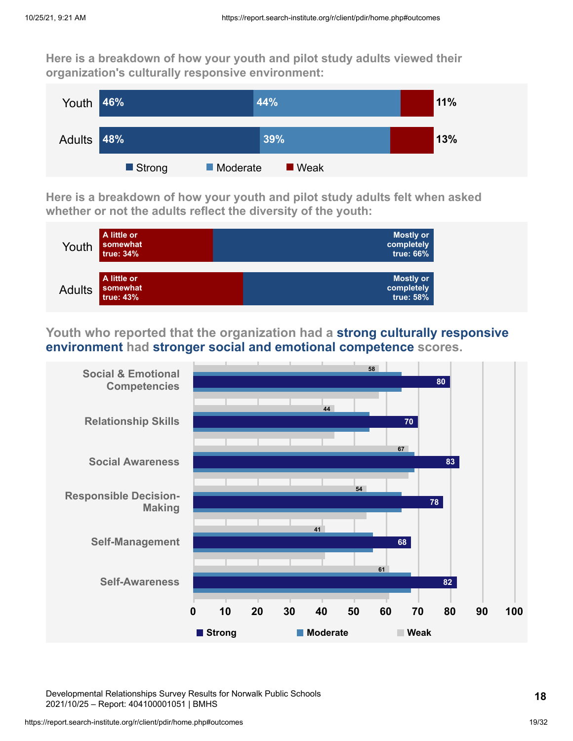Here is a breakdown of how your youth and pilot study adults viewed their organization's culturally responsive environment:

| | Strong | Moderate | Weak |
|---|---|---|---|
| Youth | 46% | 44% | 11% |
| Adults | 48% | 39% | 13% |

Here is a breakdown of how your youth and pilot study adults felt when asked whether or not the adults reflect the diversity of the youth:

| | A little or somewhat true | Mostly or completely true |
|---|---|---|
| Youth | 34% | 66% |
| Adults | 43% | 58% |

Youth who reported that the organization had a **strong culturally responsive environment** had **stronger social and emotional competence** scores.

| | Strong | Weak |
|---|---|---|
| Social & Emotional Competencies | 80 | 58 |
| Relationship Skills | 70 | 44 |
| Social Awareness | 83 | 67 |
| Responsible Decision-Making | 78 | 54 |
| Self-Management | 68 | 41 |
| Self-Awareness | 82 | 61 |

Developmental Relationships Survey Results for Norwalk Public Schools
2021/10/25 – Report: 404100001051 | BMHS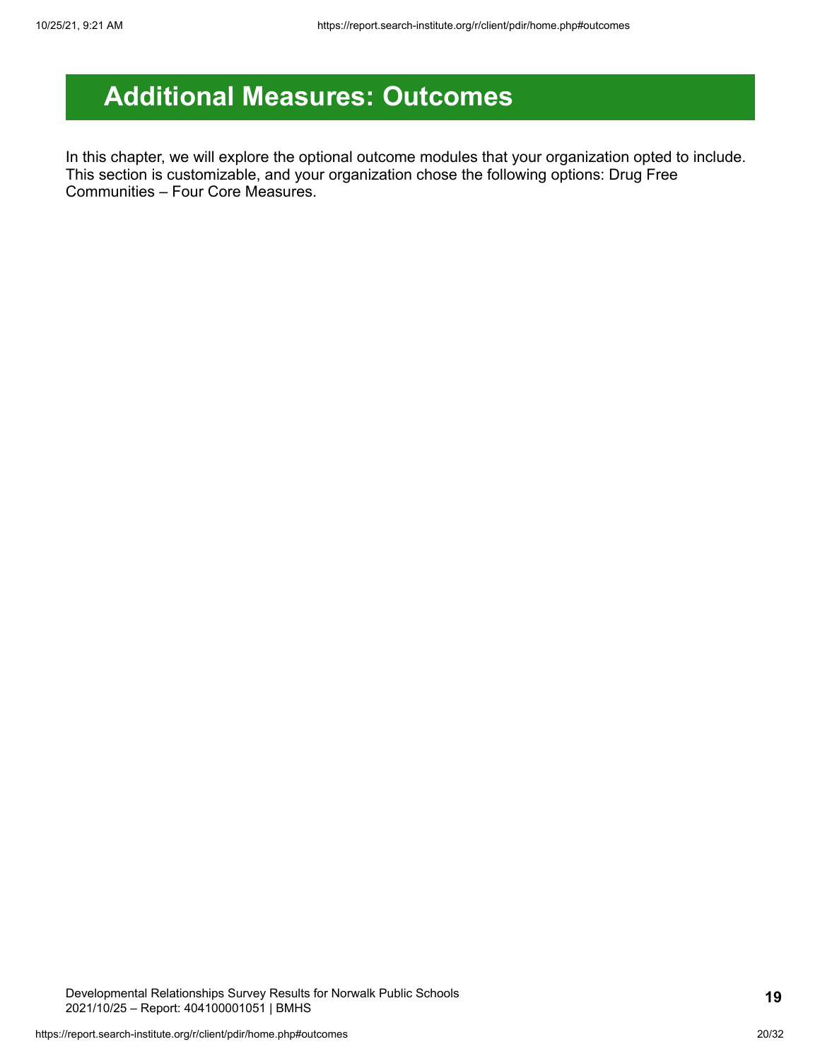# Additional Measures: Outcomes

In this chapter, we will explore the optional outcome modules that your organization opted to include. This section is customizable, and your organization chose the following options: Drug Free Communities – Four Core Measures.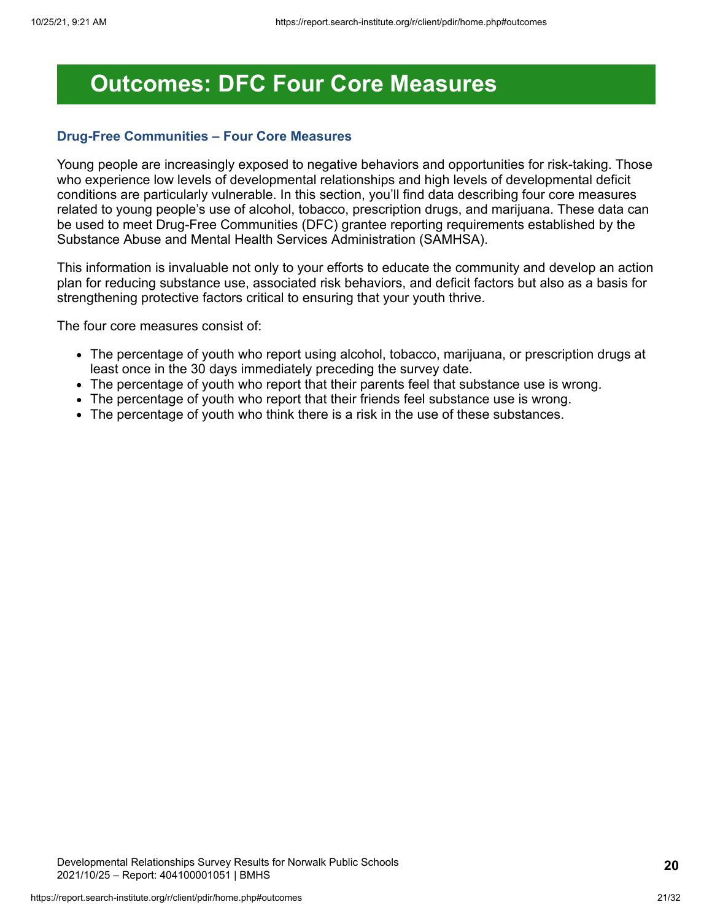# Outcomes: DFC Four Core Measures

### Drug-Free Communities – Four Core Measures

Young people are increasingly exposed to negative behaviors and opportunities for risk-taking. Those who experience low levels of developmental relationships and high levels of developmental deficit conditions are particularly vulnerable. In this section, you'll find data describing four core measures related to young people's use of alcohol, tobacco, prescription drugs, and marijuana. These data can be used to meet Drug-Free Communities (DFC) grantee reporting requirements established by the Substance Abuse and Mental Health Services Administration (SAMHSA).

This information is invaluable not only to your efforts to educate the community and develop an action plan for reducing substance use, associated risk behaviors, and deficit factors but also as a basis for strengthening protective factors critical to ensuring that your youth thrive.

The four core measures consist of:

- The percentage of youth who report using alcohol, tobacco, marijuana, or prescription drugs at least once in the 30 days immediately preceding the survey date.
- The percentage of youth who report that their parents feel that substance use is wrong.
- The percentage of youth who report that their friends feel substance use is wrong.
- The percentage of youth who think there is a risk in the use of these substances.

Developmental Relationships Survey Results for Norwalk Public Schools
2021/10/25 – Report: 404100001051 | BMHS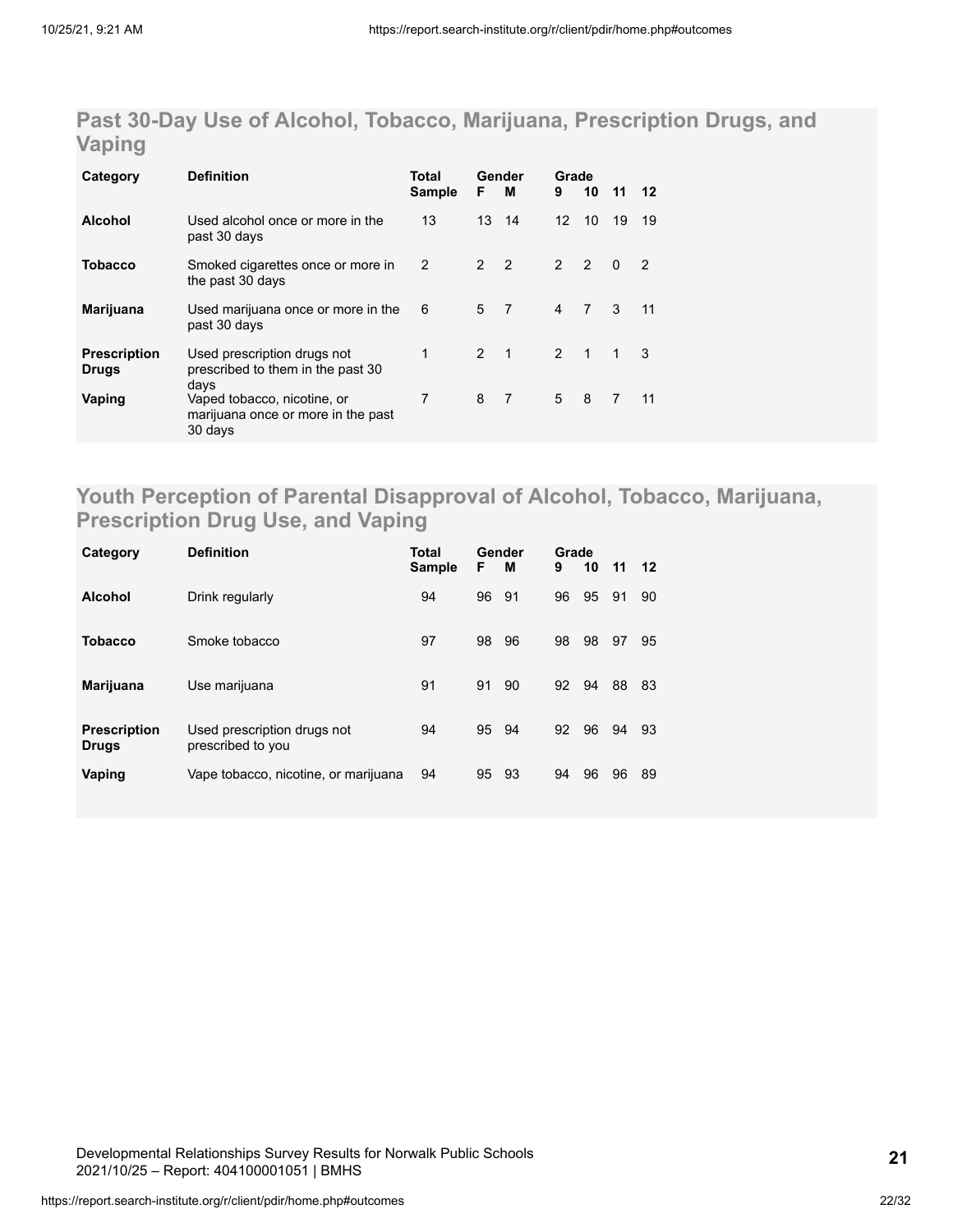## Past 30-Day Use of Alcohol, Tobacco, Marijuana, Prescription Drugs, and Vaping

| Category | Definition | Total Sample | Gender | | Grade | | | |
|---|---|---|---|---|---|---|---|---|
| | | | F | M | 9 | 10 | 11 | 12 |
| **Alcohol** | Used alcohol once or more in the past 30 days | 13 | 13 | 14 | 12 | 10 | 19 | 19 |
| **Tobacco** | Smoked cigarettes once or more in the past 30 days | 2 | 2 | 2 | 2 | 2 | 0 | 2 |
| **Marijuana** | Used marijuana once or more in the past 30 days | 6 | 5 | 7 | 4 | 7 | 3 | 11 |
| **Prescription Drugs** | Used prescription drugs not prescribed to them in the past 30 days | 1 | 2 | 1 | 2 | 1 | 1 | 3 |
| **Vaping** | Vaped tobacco, nicotine, or marijuana once or more in the past 30 days | 7 | 8 | 7 | 5 | 8 | 7 | 11 |

## Youth Perception of Parental Disapproval of Alcohol, Tobacco, Marijuana, Prescription Drug Use, and Vaping

| Category | Definition | Total Sample | Gender | | Grade | | | |
|---|---|---|---|---|---|---|---|---|
| | | | F | M | 9 | 10 | 11 | 12 |
| **Alcohol** | Drink regularly | 94 | 96 | 91 | 96 | 95 | 91 | 90 |
| **Tobacco** | Smoke tobacco | 97 | 98 | 96 | 98 | 98 | 97 | 95 |
| **Marijuana** | Use marijuana | 91 | 91 | 90 | 92 | 94 | 88 | 83 |
| **Prescription Drugs** | Used prescription drugs not prescribed to you | 94 | 95 | 94 | 92 | 96 | 94 | 93 |
| **Vaping** | Vape tobacco, nicotine, or marijuana | 94 | 95 | 93 | 94 | 96 | 96 | 89 |

Developmental Relationships Survey Results for Norwalk Public Schools
2021/10/25 – Report: 404100001051 | BMHS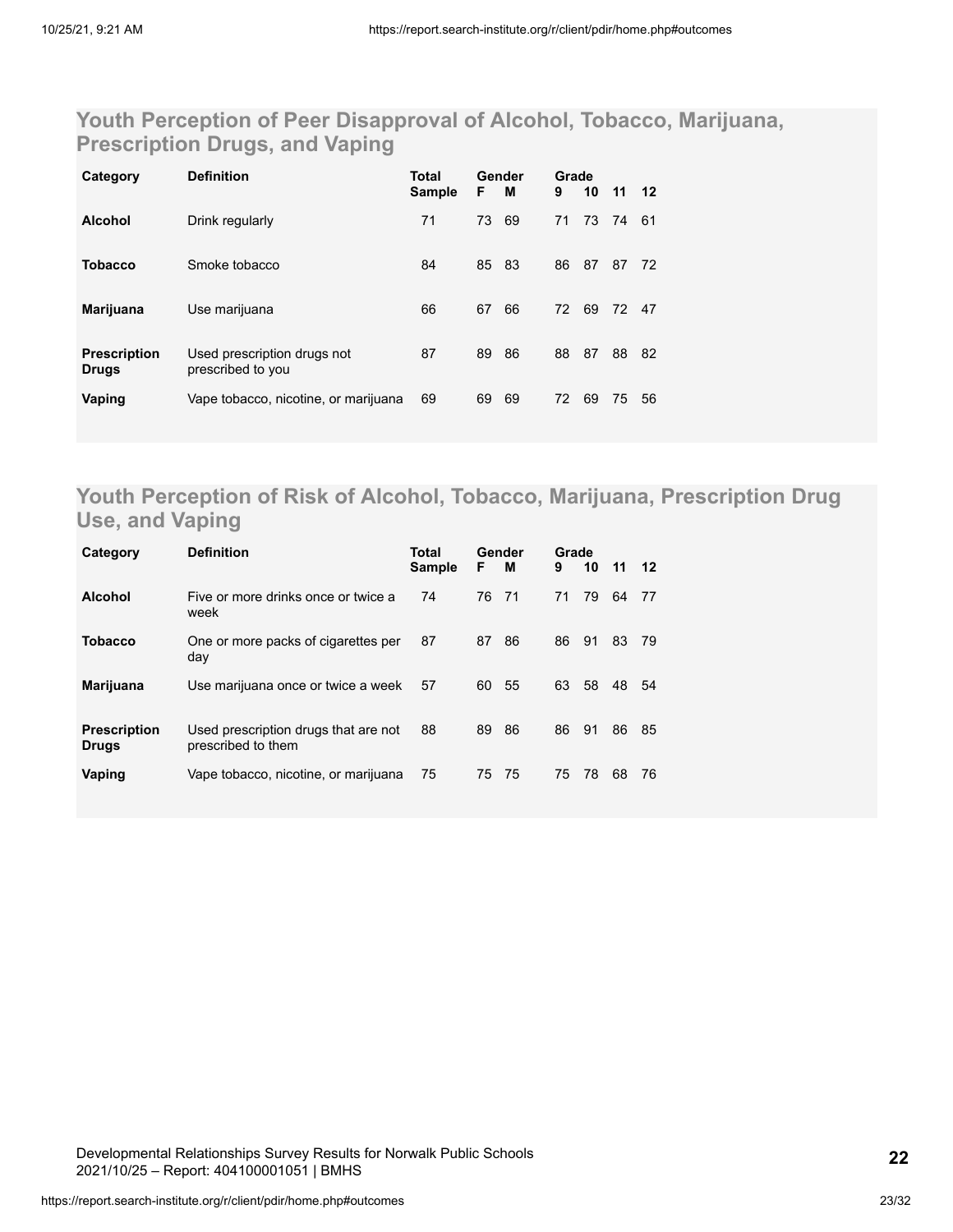## Youth Perception of Peer Disapproval of Alcohol, Tobacco, Marijuana, Prescription Drugs, and Vaping

| Category | Definition | Total Sample | Gender | | Grade | | | |
|---|---|---|---|---|---|---|---|---|
| | | | F | M | 9 | 10 | 11 | 12 |
| **Alcohol** | Drink regularly | 71 | 73 | 69 | 71 | 73 | 74 | 61 |
| **Tobacco** | Smoke tobacco | 84 | 85 | 83 | 86 | 87 | 87 | 72 |
| **Marijuana** | Use marijuana | 66 | 67 | 66 | 72 | 69 | 72 | 47 |
| **Prescription Drugs** | Used prescription drugs not prescribed to you | 87 | 89 | 86 | 88 | 87 | 88 | 82 |
| **Vaping** | Vape tobacco, nicotine, or marijuana | 69 | 69 | 69 | 72 | 69 | 75 | 56 |

## Youth Perception of Risk of Alcohol, Tobacco, Marijuana, Prescription Drug Use, and Vaping

| Category | Definition | Total Sample | Gender | | Grade | | | |
|---|---|---|---|---|---|---|---|---|
| | | | F | M | 9 | 10 | 11 | 12 |
| **Alcohol** | Five or more drinks once or twice a week | 74 | 76 | 71 | 71 | 79 | 64 | 77 |
| **Tobacco** | One or more packs of cigarettes per day | 87 | 87 | 86 | 86 | 91 | 83 | 79 |
| **Marijuana** | Use marijuana once or twice a week | 57 | 60 | 55 | 63 | 58 | 48 | 54 |
| **Prescription Drugs** | Used prescription drugs that are not prescribed to them | 88 | 89 | 86 | 86 | 91 | 86 | 85 |
| **Vaping** | Vape tobacco, nicotine, or marijuana | 75 | 75 | 75 | 75 | 78 | 68 | 76 |

Developmental Relationships Survey Results for Norwalk Public Schools
2021/10/25 – Report: 404100001051 | BMHS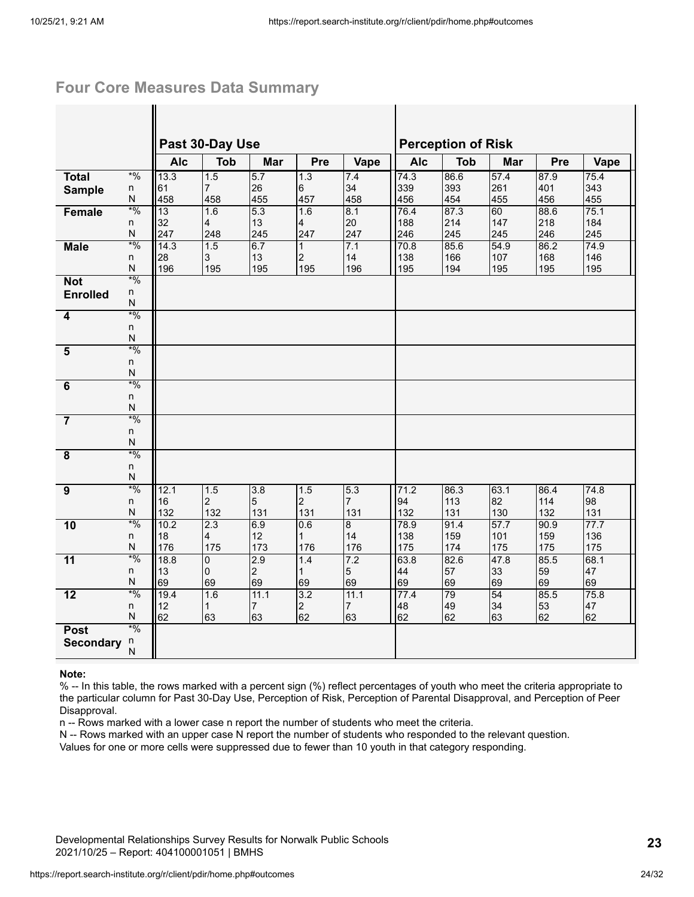## Four Core Measures Data Summary

| | | Past 30-Day Use | | | | | Perception of Risk | | | | |
|---|---|---|---|---|---|---|---|---|---|---|---|
| | | Alc | Tob | Mar | Pre | Vape | Alc | Tob | Mar | Pre | Vape |
| **Total Sample** | *% | 13.3 | 1.5 | 5.7 | 1.3 | 7.4 | 74.3 | 86.6 | 57.4 | 87.9 | 75.4 |
| | n | 61 | 7 | 26 | 6 | 34 | 339 | 393 | 261 | 401 | 343 |
| | N | 458 | 458 | 455 | 457 | 458 | 456 | 454 | 455 | 456 | 455 |
| **Female** | *% | 13 | 1.6 | 5.3 | 1.6 | 8.1 | 76.4 | 87.3 | 60 | 88.6 | 75.1 |
| | n | 32 | 4 | 13 | 4 | 20 | 188 | 214 | 147 | 218 | 184 |
| | N | 247 | 248 | 245 | 247 | 247 | 246 | 245 | 245 | 246 | 245 |
| **Male** | *% | 14.3 | 1.5 | 6.7 | 1 | 7.1 | 70.8 | 85.6 | 54.9 | 86.2 | 74.9 |
| | n | 28 | 3 | 13 | 2 | 14 | 138 | 166 | 107 | 168 | 146 |
| | N | 196 | 195 | 195 | 195 | 196 | 195 | 194 | 195 | 195 | 195 |
| **Not Enrolled** | *% | | | | | | | | | | |
| | n | | | | | | | | | | |
| | N | | | | | | | | | | |
| **4** | *% | | | | | | | | | | |
| | n | | | | | | | | | | |
| | N | | | | | | | | | | |
| **5** | *% | | | | | | | | | | |
| | n | | | | | | | | | | |
| | N | | | | | | | | | | |
| **6** | *% | | | | | | | | | | |
| | n | | | | | | | | | | |
| | N | | | | | | | | | | |
| **7** | *% | | | | | | | | | | |
| | n | | | | | | | | | | |
| | N | | | | | | | | | | |
| **8** | *% | | | | | | | | | | |
| | n | | | | | | | | | | |
| | N | | | | | | | | | | |
| **9** | *% | 12.1 | 1.5 | 3.8 | 1.5 | 5.3 | 71.2 | 86.3 | 63.1 | 86.4 | 74.8 |
| | n | 16 | 2 | 5 | 2 | 7 | 94 | 113 | 82 | 114 | 98 |
| | N | 132 | 132 | 131 | 131 | 131 | 132 | 131 | 130 | 132 | 131 |
| **10** | *% | 10.2 | 2.3 | 6.9 | 0.6 | 8 | 78.9 | 91.4 | 57.7 | 90.9 | 77.7 |
| | n | 18 | 4 | 12 | 1 | 14 | 138 | 159 | 101 | 159 | 136 |
| | N | 176 | 175 | 173 | 176 | 176 | 175 | 174 | 175 | 175 | 175 |
| **11** | *% | 18.8 | 0 | 2.9 | 1.4 | 7.2 | 63.8 | 82.6 | 47.8 | 85.5 | 68.1 |
| | n | 13 | 0 | 2 | 1 | 5 | 44 | 57 | 33 | 59 | 47 |
| | N | 69 | 69 | 69 | 69 | 69 | 69 | 69 | 69 | 69 | 69 |
| **12** | *% | 19.4 | 1.6 | 11.1 | 3.2 | 11.1 | 77.4 | 79 | 54 | 85.5 | 75.8 |
| | n | 12 | 1 | 7 | 2 | 7 | 48 | 49 | 34 | 53 | 47 |
| | N | 62 | 63 | 63 | 62 | 63 | 62 | 62 | 63 | 62 | 62 |
| **Post Secondary** | *% | | | | | | | | | | |
| | n | | | | | | | | | | |
| | N | | | | | | | | | | |

**Note:**

% -- In this table, the rows marked with a percent sign (%) reflect percentages of youth who meet the criteria appropriate to the particular column for Past 30-Day Use, Perception of Risk, Perception of Parental Disapproval, and Perception of Peer Disapproval.

n -- Rows marked with a lower case n report the number of students who meet the criteria.

N -- Rows marked with an upper case N report the number of students who responded to the relevant question.

Values for one or more cells were suppressed due to fewer than 10 youth in that category responding.

Developmental Relationships Survey Results for Norwalk Public Schools
2021/10/25 – Report: 404100001051 | BMHS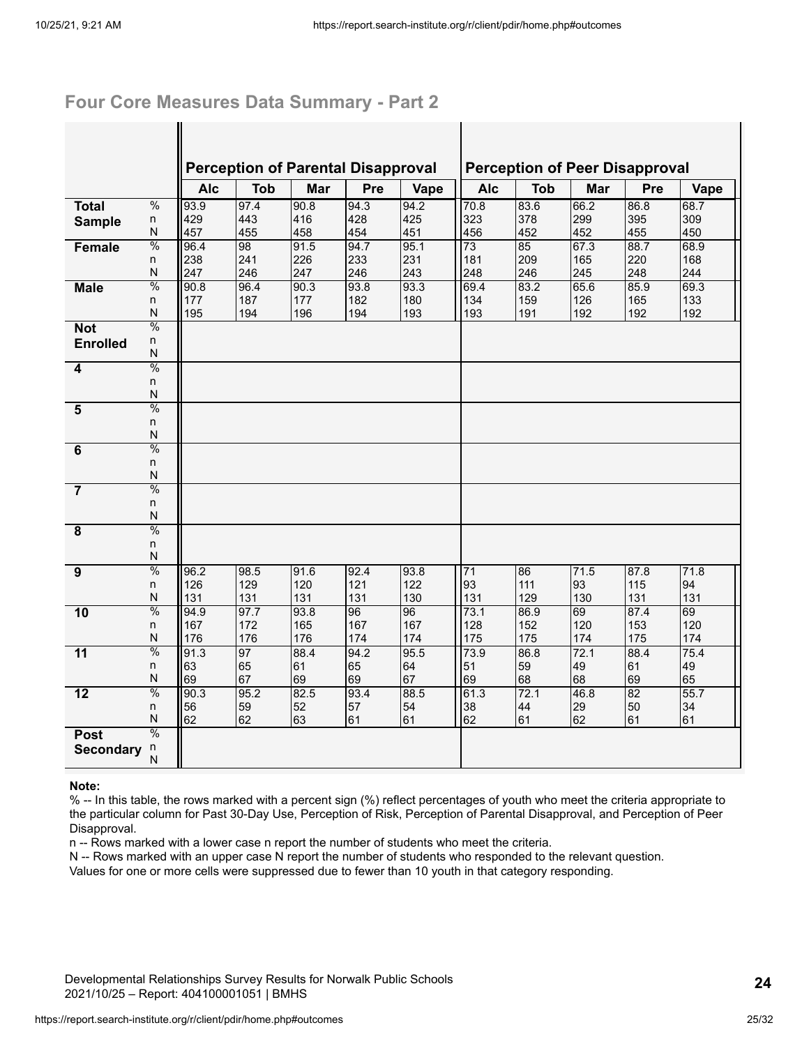## Four Core Measures Data Summary - Part 2

| | | Perception of Parental Disapproval | | | | | Perception of Peer Disapproval | | | | |
|---|---|---|---|---|---|---|---|---|---|---|---|
| | | Alc | Tob | Mar | Pre | Vape | Alc | Tob | Mar | Pre | Vape |
| **Total Sample** | % | 93.9 | 97.4 | 90.8 | 94.3 | 94.2 | 70.8 | 83.6 | 66.2 | 86.8 | 68.7 |
| | n | 429 | 443 | 416 | 428 | 425 | 323 | 378 | 299 | 395 | 309 |
| | N | 457 | 455 | 458 | 454 | 451 | 456 | 452 | 452 | 455 | 450 |
| **Female** | % | 96.4 | 98 | 91.5 | 94.7 | 95.1 | 73 | 85 | 67.3 | 88.7 | 68.9 |
| | n | 238 | 241 | 226 | 233 | 231 | 181 | 209 | 165 | 220 | 168 |
| | N | 247 | 246 | 247 | 246 | 243 | 248 | 246 | 245 | 248 | 244 |
| **Male** | % | 90.8 | 96.4 | 90.3 | 93.8 | 93.3 | 69.4 | 83.2 | 65.6 | 85.9 | 69.3 |
| | n | 177 | 187 | 177 | 182 | 180 | 134 | 159 | 126 | 165 | 133 |
| | N | 195 | 194 | 196 | 194 | 193 | 193 | 191 | 192 | 192 | 192 |
| **Not Enrolled** | % | | | | | | | | | | |
| | n | | | | | | | | | | |
| | N | | | | | | | | | | |
| **4** | % | | | | | | | | | | |
| | n | | | | | | | | | | |
| | N | | | | | | | | | | |
| **5** | % | | | | | | | | | | |
| | n | | | | | | | | | | |
| | N | | | | | | | | | | |
| **6** | % | | | | | | | | | | |
| | n | | | | | | | | | | |
| | N | | | | | | | | | | |
| **7** | % | | | | | | | | | | |
| | n | | | | | | | | | | |
| | N | | | | | | | | | | |
| **8** | % | | | | | | | | | | |
| | n | | | | | | | | | | |
| | N | | | | | | | | | | |
| **9** | % | 96.2 | 98.5 | 91.6 | 92.4 | 93.8 | 71 | 86 | 71.5 | 87.8 | 71.8 |
| | n | 126 | 129 | 120 | 121 | 122 | 93 | 111 | 93 | 115 | 94 |
| | N | 131 | 131 | 131 | 131 | 130 | 131 | 129 | 130 | 131 | 131 |
| **10** | % | 94.9 | 97.7 | 93.8 | 96 | 96 | 73.1 | 86.9 | 69 | 87.4 | 69 |
| | n | 167 | 172 | 165 | 167 | 167 | 128 | 152 | 120 | 153 | 120 |
| | N | 176 | 176 | 176 | 174 | 174 | 175 | 175 | 174 | 175 | 174 |
| **11** | % | 91.3 | 97 | 88.4 | 94.2 | 95.5 | 73.9 | 86.8 | 72.1 | 88.4 | 75.4 |
| | n | 63 | 65 | 61 | 65 | 64 | 51 | 59 | 49 | 61 | 49 |
| | N | 69 | 67 | 69 | 69 | 67 | 69 | 68 | 68 | 69 | 65 |
| **12** | % | 90.3 | 95.2 | 82.5 | 93.4 | 88.5 | 61.3 | 72.1 | 46.8 | 82 | 55.7 |
| | n | 56 | 59 | 52 | 57 | 54 | 38 | 44 | 29 | 50 | 34 |
| | N | 62 | 62 | 63 | 61 | 61 | 62 | 61 | 62 | 61 | 61 |
| **Post Secondary** | % | | | | | | | | | | |
| | n | | | | | | | | | | |
| | N | | | | | | | | | | |

**Note:**

% -- In this table, the rows marked with a percent sign (%) reflect percentages of youth who meet the criteria appropriate to the particular column for Past 30-Day Use, Perception of Risk, Perception of Parental Disapproval, and Perception of Peer Disapproval.

n -- Rows marked with a lower case n report the number of students who meet the criteria.

N -- Rows marked with an upper case N report the number of students who responded to the relevant question.

Values for one or more cells were suppressed due to fewer than 10 youth in that category responding.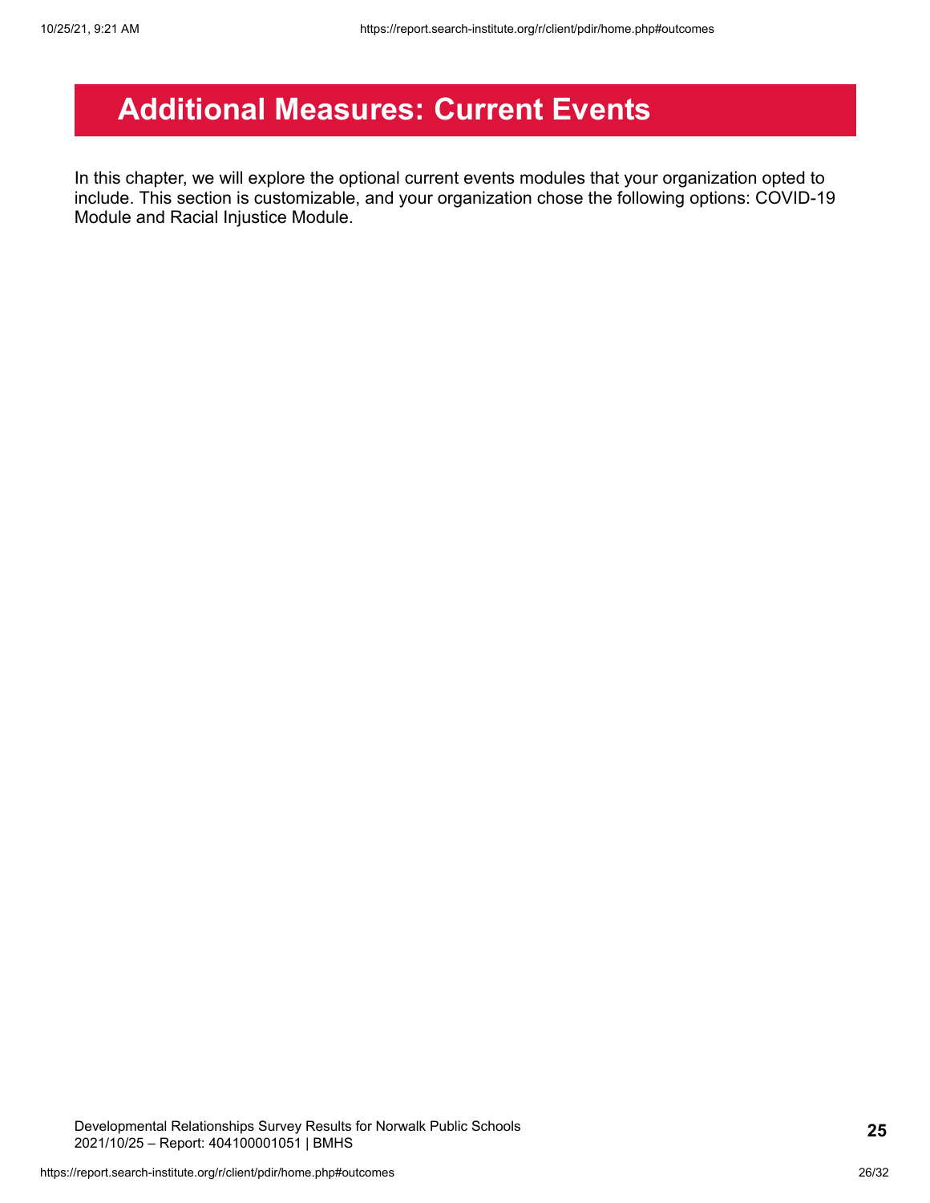# Additional Measures: Current Events

In this chapter, we will explore the optional current events modules that your organization opted to include. This section is customizable, and your organization chose the following options: COVID-19 Module and Racial Injustice Module.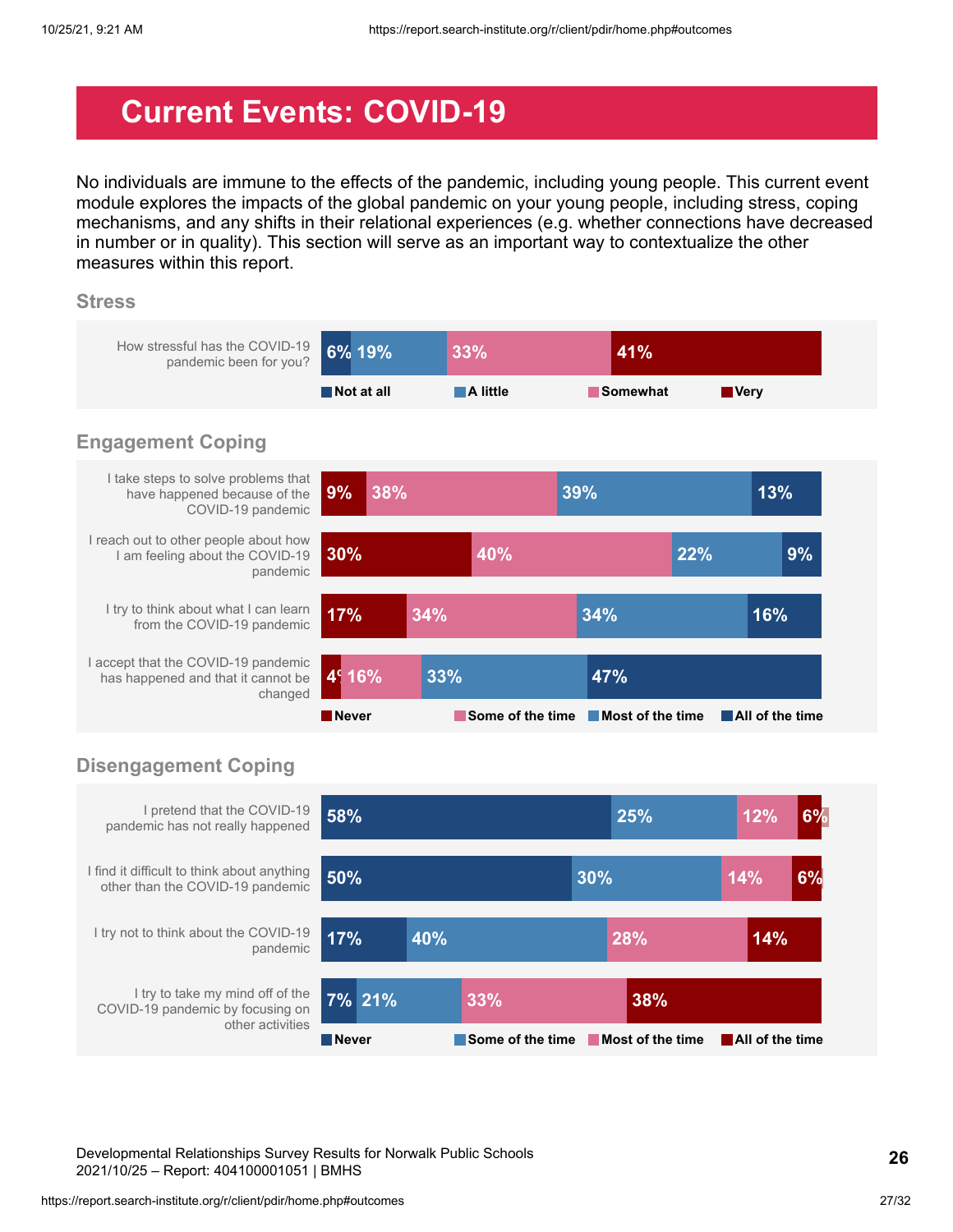# Current Events: COVID-19

No individuals are immune to the effects of the pandemic, including young people. This current event module explores the impacts of the global pandemic on your young people, including stress, coping mechanisms, and any shifts in their relational experiences (e.g. whether connections have decreased in number or in quality). This section will serve as an important way to contextualize the other measures within this report.

## Stress

| | Not at all | A little | Somewhat | Very |
|---|---|---|---|---|
| How stressful has the COVID-19 pandemic been for you? | 6% | 19% | 33% | 41% |

## Engagement Coping

| | Never | Some of the time | Most of the time | All of the time |
|---|---|---|---|---|
| I take steps to solve problems that have happened because of the COVID-19 pandemic | 9% | 38% | 39% | 13% |
| I reach out to other people about how I am feeling about the COVID-19 pandemic | 30% | 40% | 22% | 9% |
| I try to think about what I can learn from the COVID-19 pandemic | 17% | 34% | 34% | 16% |
| I accept that the COVID-19 pandemic has happened and that it cannot be changed | 4% | 16% | 33% | 47% |

## Disengagement Coping

| | Never | Some of the time | Most of the time | All of the time |
|---|---|---|---|---|
| I pretend that the COVID-19 pandemic has not really happened | 58% | 25% | 12% | 6% |
| I find it difficult to think about anything other than the COVID-19 pandemic | 50% | 30% | 14% | 6% |
| I try not to think about the COVID-19 pandemic | 17% | 40% | 28% | 14% |
| I try to take my mind off of the COVID-19 pandemic by focusing on other activities | 7% | 21% | 33% | 38% |

Developmental Relationships Survey Results for Norwalk Public Schools
2021/10/25 – Report: 404100001051 | BMHS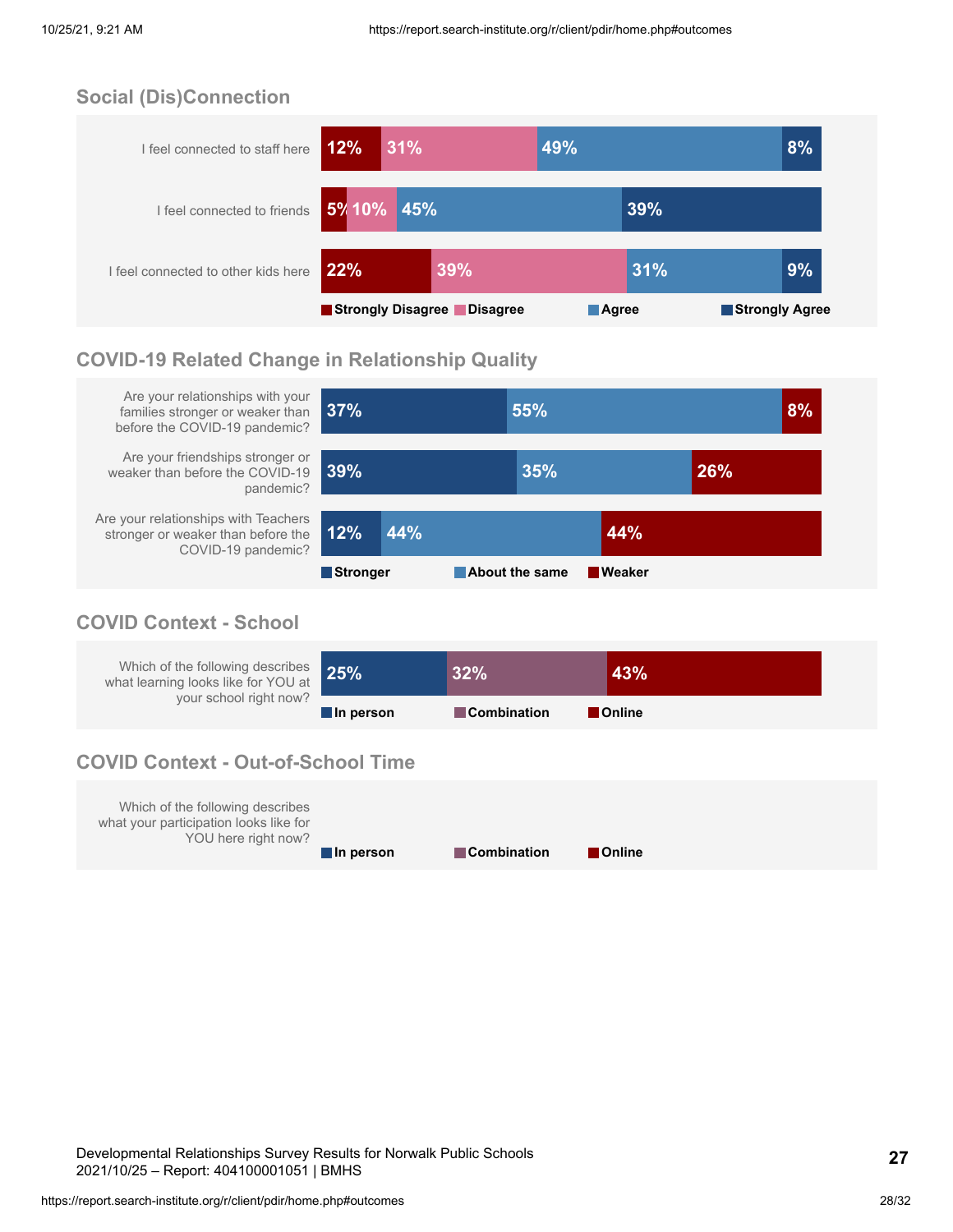## Social (Dis)Connection

| | Strongly Disagree | Disagree | Agree | Strongly Agree |
|---|---|---|---|---|
| I feel connected to staff here | 12% | 31% | 49% | 8% |
| I feel connected to friends | 5% | 10% | 45% | 39% |
| I feel connected to other kids here | 22% | 39% | 31% | 9% |

## COVID-19 Related Change in Relationship Quality

| | Stronger | About the same | Weaker |
|---|---|---|---|
| Are your relationships with your families stronger or weaker than before the COVID-19 pandemic? | 37% | 55% | 8% |
| Are your friendships stronger or weaker than before the COVID-19 pandemic? | 39% | 35% | 26% |
| Are your relationships with Teachers stronger or weaker than before the COVID-19 pandemic? | 12% | 44% | 44% |

## COVID Context - School

| | In person | Combination | Online |
|---|---|---|---|
| Which of the following describes what learning looks like for YOU at your school right now? | 25% | 32% | 43% |

## COVID Context - Out-of-School Time

| | In person | Combination | Online |
|---|---|---|---|
| Which of the following describes what your participation looks like for YOU here right now? | | | |

Developmental Relationships Survey Results for Norwalk Public Schools
2021/10/25 – Report: 404100001051 | BMHS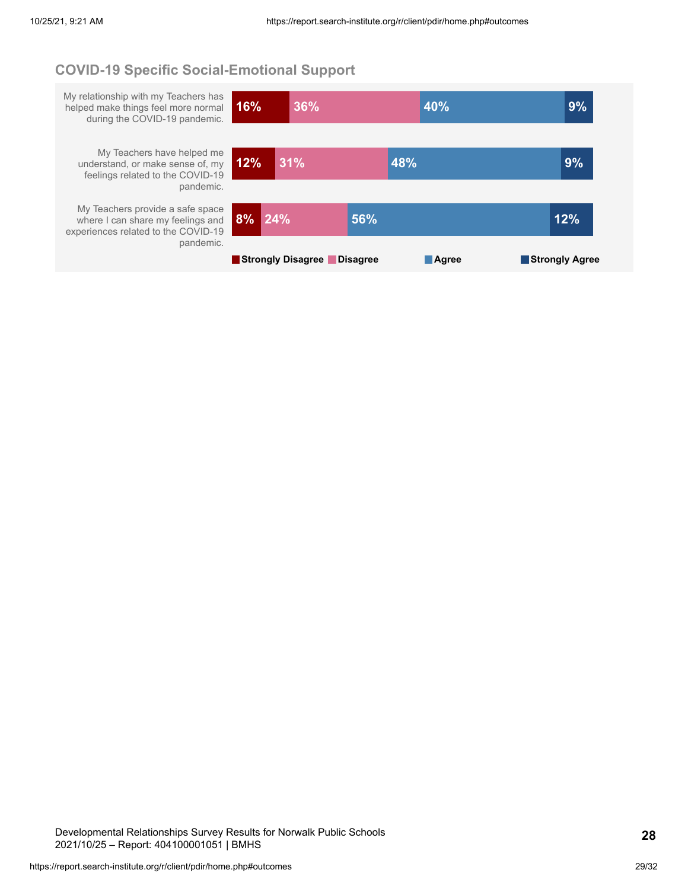## COVID-19 Specific Social-Emotional Support

| Statement | Strongly Disagree | Disagree | Agree | Strongly Agree |
|---|---|---|---|---|
| My relationship with my Teachers has helped make things feel more normal during the COVID-19 pandemic. | 16% | 36% | 40% | 9% |
| My Teachers have helped me understand, or make sense of, my feelings related to the COVID-19 pandemic. | 12% | 31% | 48% | 9% |
| My Teachers provide a safe space where I can share my feelings and experiences related to the COVID-19 pandemic. | 8% | 24% | 56% | 12% |

Developmental Relationships Survey Results for Norwalk Public Schools
2021/10/25 – Report: 404100001051 | BMHS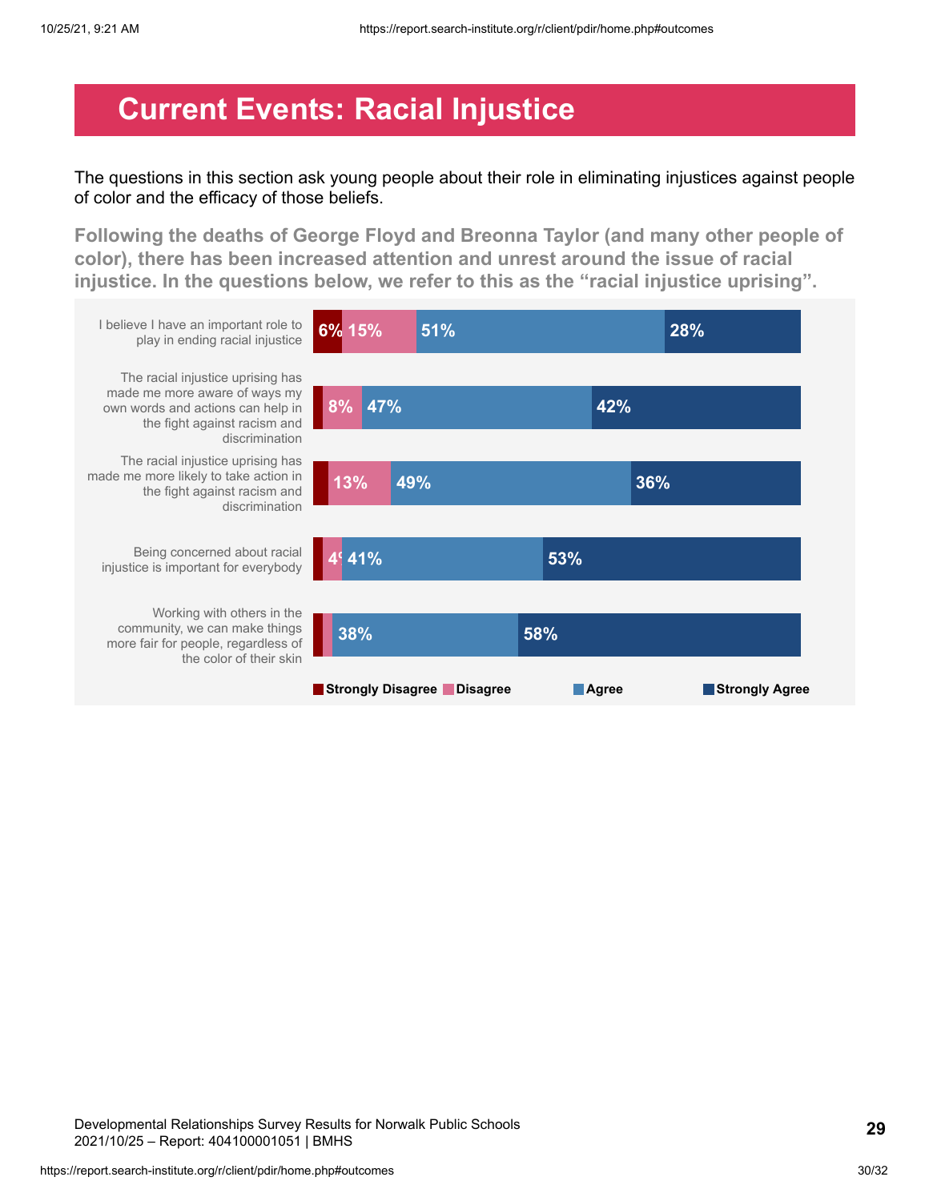# Current Events: Racial Injustice

The questions in this section ask young people about their role in eliminating injustices against people of color and the efficacy of those beliefs.

**Following the deaths of George Floyd and Breonna Taylor (and many other people of color), there has been increased attention and unrest around the issue of racial injustice. In the questions below, we refer to this as the "racial injustice uprising".**

| | Strongly Disagree | Disagree | Agree | Strongly Agree |
|---|---|---|---|---|
| I believe I have an important role to play in ending racial injustice | 6% | 15% | 51% | 28% |
| The racial injustice uprising has made me more aware of ways my own words and actions can help in the fight against racism and discrimination | | 8% | 47% | 42% |
| The racial injustice uprising has made me more likely to take action in the fight against racism and discrimination | | 13% | 49% | 36% |
| Being concerned about racial injustice is important for everybody | | 4% | 41% | 53% |
| Working with others in the community, we can make things more fair for people, regardless of the color of their skin | | | 38% | 58% |

Developmental Relationships Survey Results for Norwalk Public Schools
2021/10/25 – Report: 404100001051 | BMHS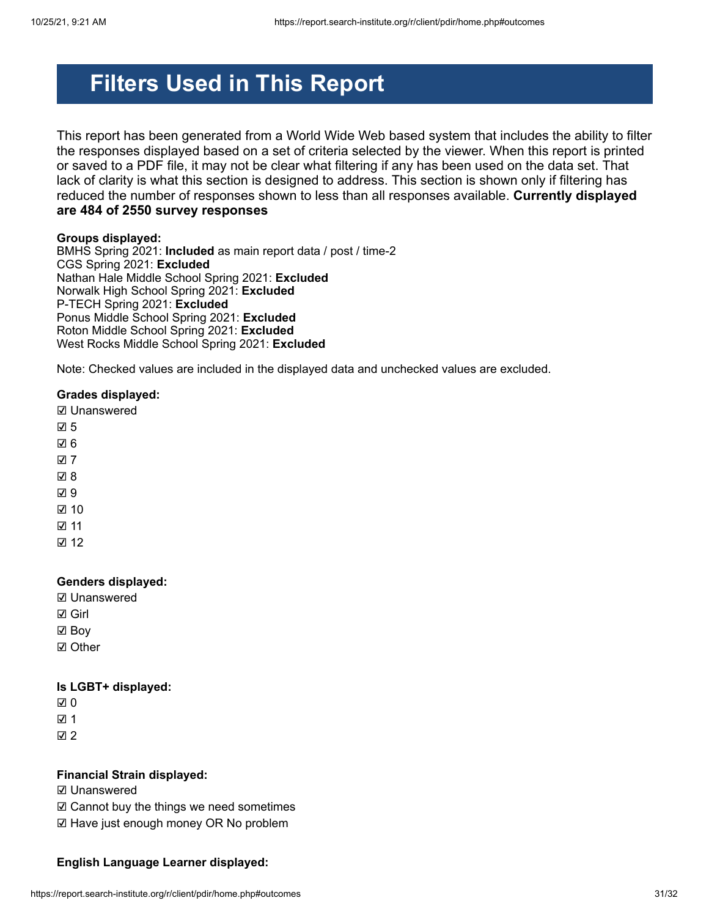# Filters Used in This Report

This report has been generated from a World Wide Web based system that includes the ability to filter the responses displayed based on a set of criteria selected by the viewer. When this report is printed or saved to a PDF file, it may not be clear what filtering if any has been used on the data set. That lack of clarity is what this section is designed to address. This section is shown only if filtering has reduced the number of responses shown to less than all responses available. **Currently displayed are 484 of 2550 survey responses**

**Groups displayed:**
BMHS Spring 2021: **Included** as main report data / post / time-2
CGS Spring 2021: **Excluded**
Nathan Hale Middle School Spring 2021: **Excluded**
Norwalk High School Spring 2021: **Excluded**
P-TECH Spring 2021: **Excluded**
Ponus Middle School Spring 2021: **Excluded**
Roton Middle School Spring 2021: **Excluded**
West Rocks Middle School Spring 2021: **Excluded**

Note: Checked values are included in the displayed data and unchecked values are excluded.

**Grades displayed:**

☑ Unanswered
☑ 5
☑ 6
☑ 7
☑ 8
☑ 9
☑ 10
☑ 11
☑ 12

**Genders displayed:**

☑ Unanswered
☑ Girl
☑ Boy
☑ Other

**Is LGBT+ displayed:**

☑ 0
☑ 1
☑ 2

**Financial Strain displayed:**

☑ Unanswered
☑ Cannot buy the things we need sometimes
☑ Have just enough money OR No problem

**English Language Learner displayed:**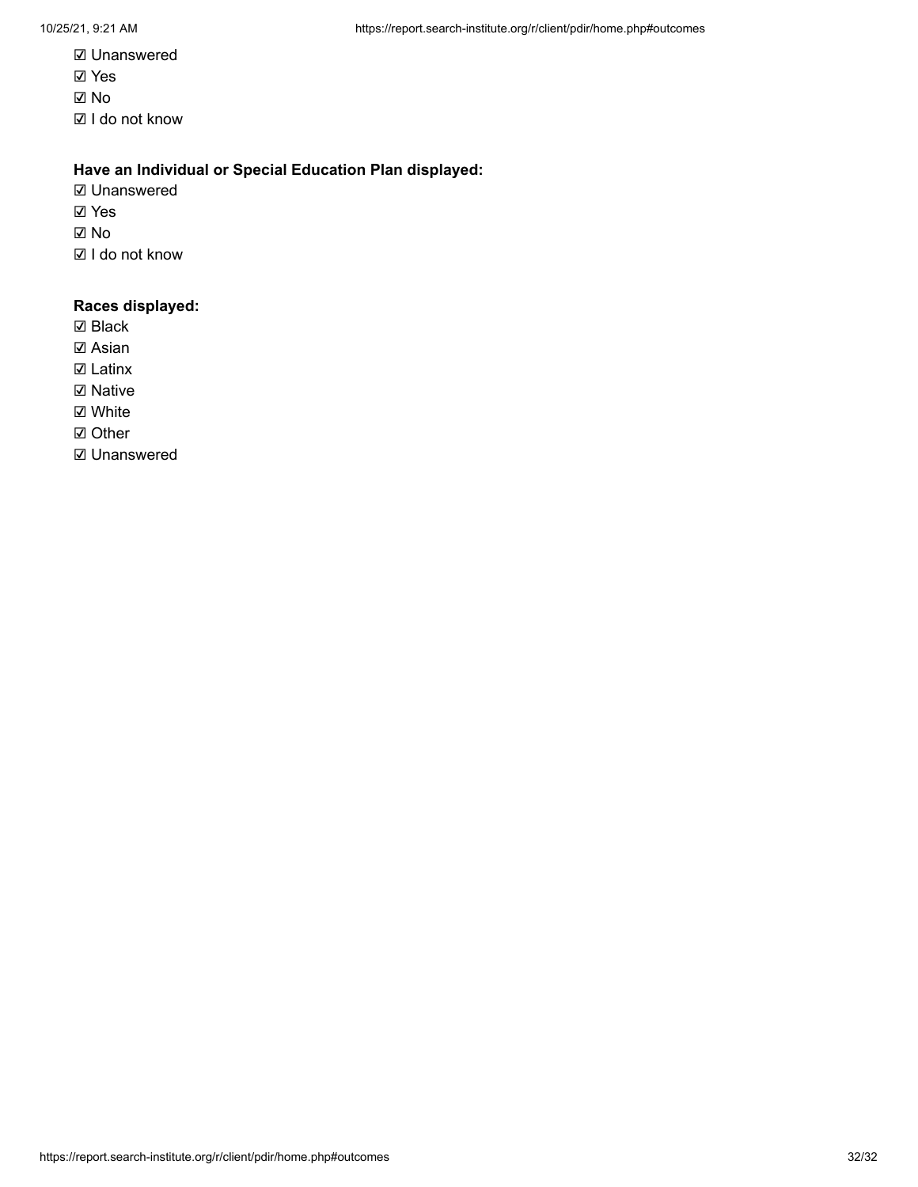☑ Unanswered
☑ Yes
☑ No
☑ I do not know

**Have an Individual or Special Education Plan displayed:**

☑ Unanswered
☑ Yes
☑ No
☑ I do not know

**Races displayed:**

☑ Black
☑ Asian
☑ Latinx
☑ Native
☑ White
☑ Other
☑ Unanswered